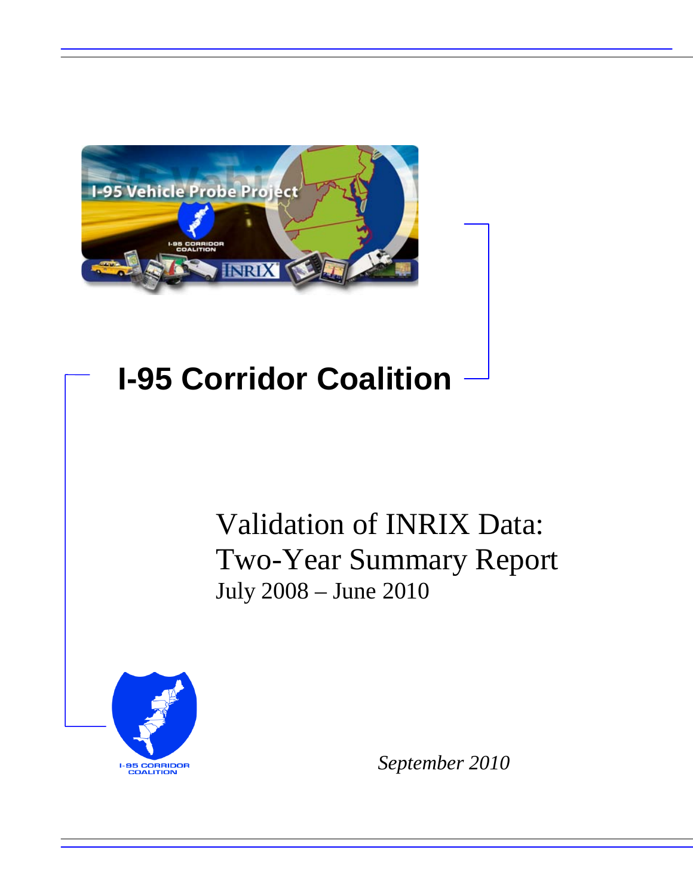# I-95 Corridor Coalition

## Validation of INRIX Data: Two-Year Summary Report

July 2008 – June 2010

*September 2010*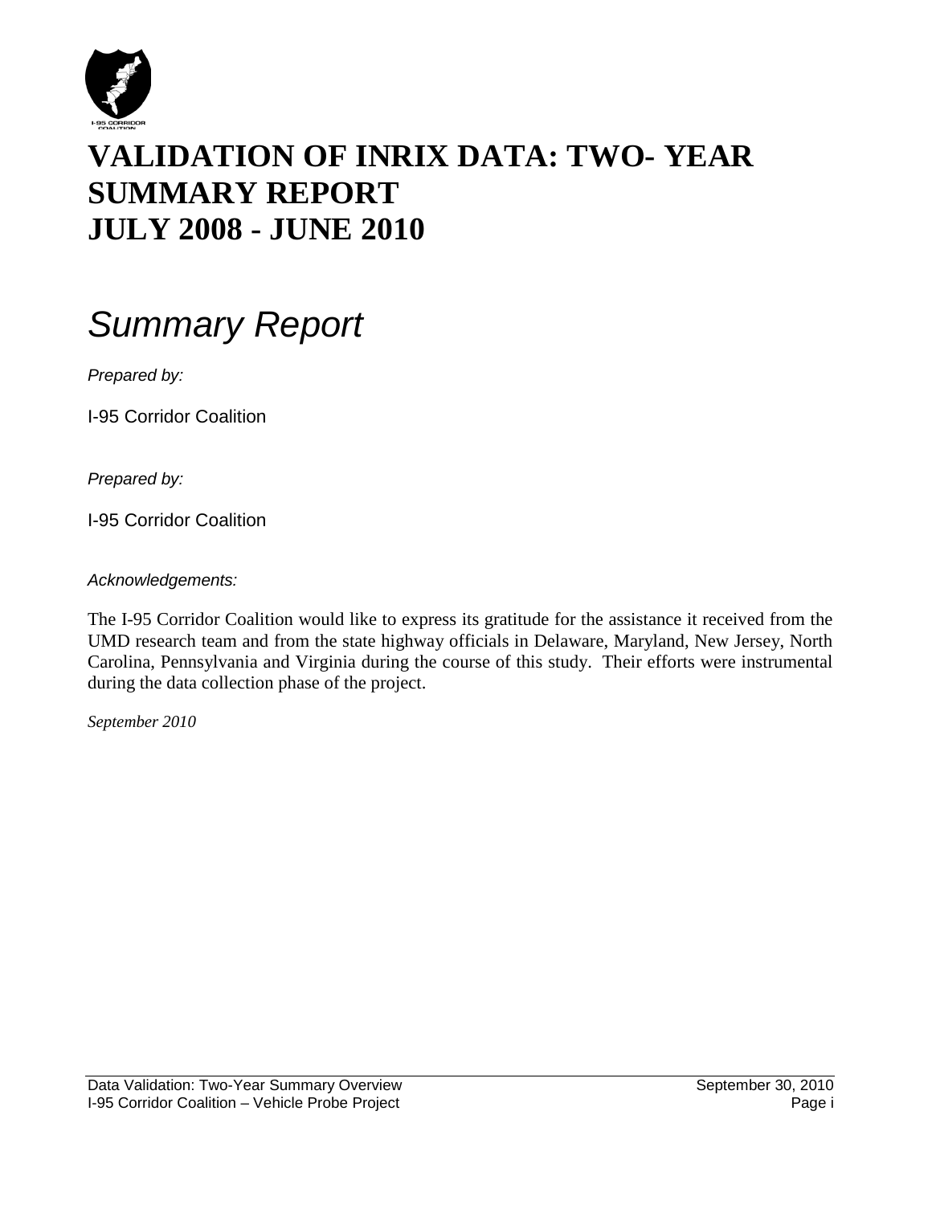# VALIDATION OF INRIX DATA: TWO- YEAR SUMMARY REPORT JULY 2008 - JUNE 2010

## *Summary Report*

*Prepared by:*

I-95 Corridor Coalition

*Prepared by:*

I-95 Corridor Coalition

*Acknowledgements:*

The I-95 Corridor Coalition would like to express its gratitude for the assistance it received from the UMD research team and from the state highway officials in Delaware, Maryland, New Jersey, North Carolina, Pennsylvania and Virginia during the course of this study. Their efforts were instrumental during the data collection phase of the project.

*September 2010*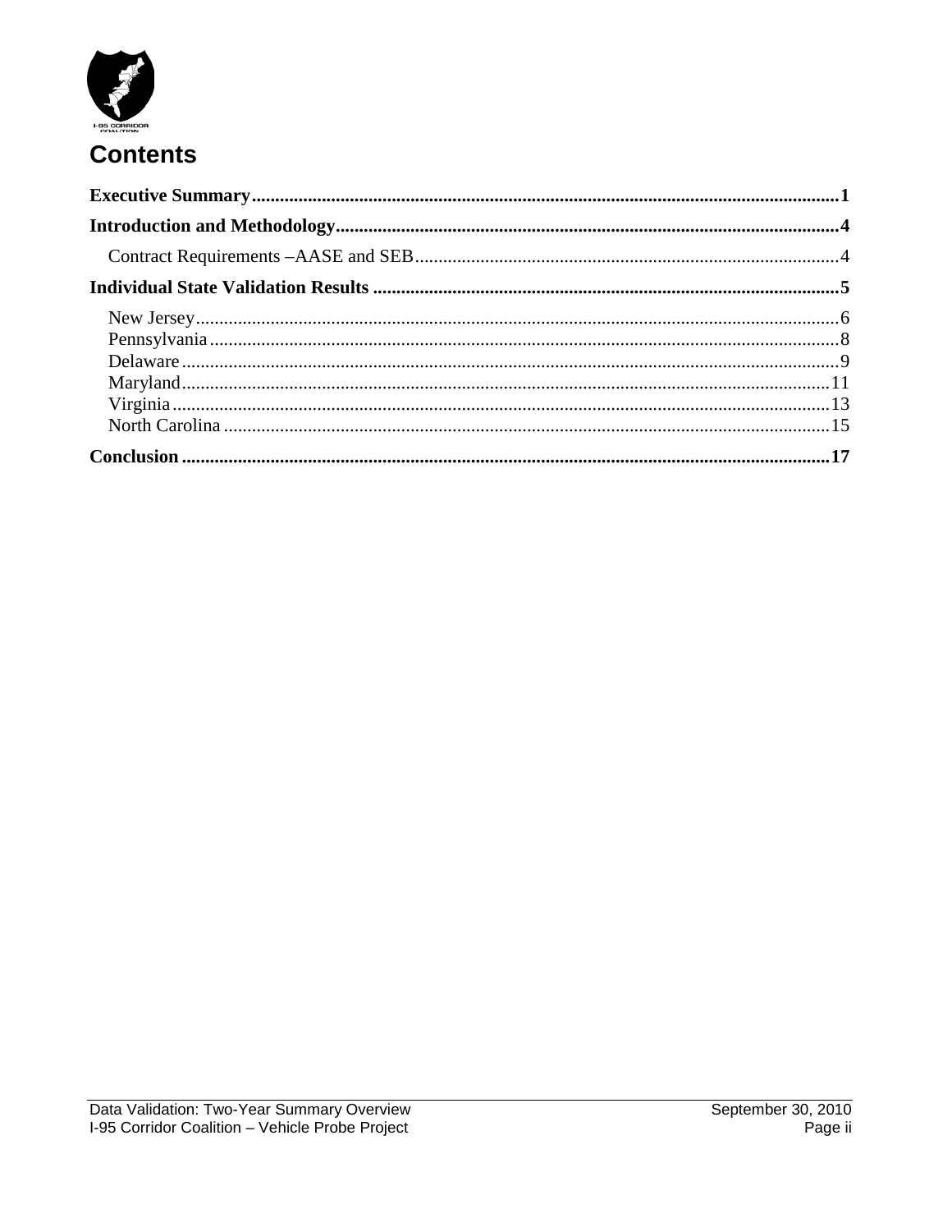# Contents

**Executive Summary** ............................................................ **1**

**Introduction and Methodology** ............................................................ **4**

Contract Requirements –AASE and SEB ............................................................ 4

**Individual State Validation Results** ............................................................ **5**

New Jersey ............................................................ 6
Pennsylvania ............................................................ 8
Delaware ............................................................ 9
Maryland ............................................................ 11
Virginia ............................................................ 13
North Carolina ............................................................ 15

**Conclusion** ............................................................ **17**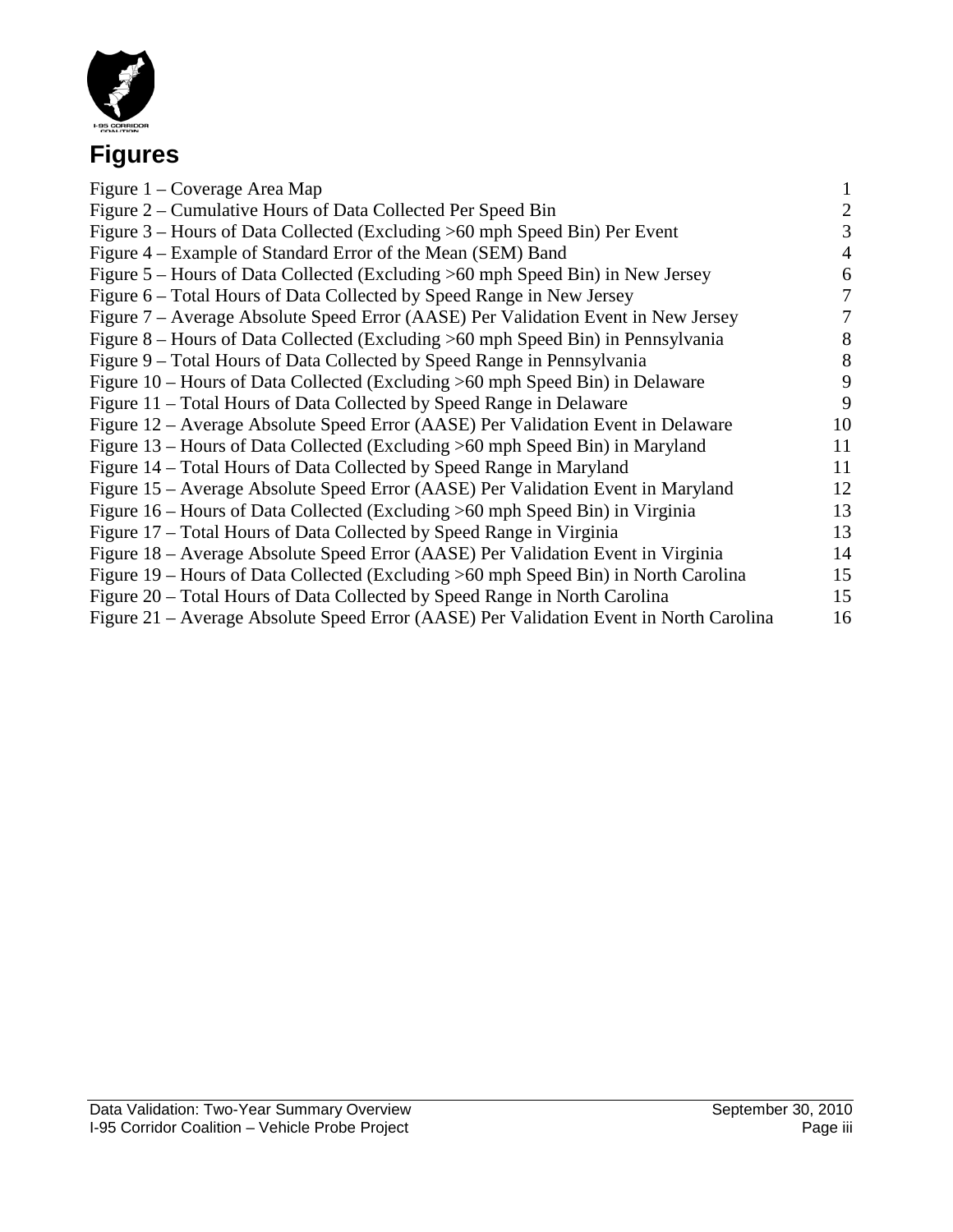# Figures

| | |
|---|---|
| Figure 1 – Coverage Area Map | 1 |
| Figure 2 – Cumulative Hours of Data Collected Per Speed Bin | 2 |
| Figure 3 – Hours of Data Collected (Excluding >60 mph Speed Bin) Per Event | 3 |
| Figure 4 – Example of Standard Error of the Mean (SEM) Band | 4 |
| Figure 5 – Hours of Data Collected (Excluding >60 mph Speed Bin) in New Jersey | 6 |
| Figure 6 – Total Hours of Data Collected by Speed Range in New Jersey | 7 |
| Figure 7 – Average Absolute Speed Error (AASE) Per Validation Event in New Jersey | 7 |
| Figure 8 – Hours of Data Collected (Excluding >60 mph Speed Bin) in Pennsylvania | 8 |
| Figure 9 – Total Hours of Data Collected by Speed Range in Pennsylvania | 8 |
| Figure 10 – Hours of Data Collected (Excluding >60 mph Speed Bin) in Delaware | 9 |
| Figure 11 – Total Hours of Data Collected by Speed Range in Delaware | 9 |
| Figure 12 – Average Absolute Speed Error (AASE) Per Validation Event in Delaware | 10 |
| Figure 13 – Hours of Data Collected (Excluding >60 mph Speed Bin) in Maryland | 11 |
| Figure 14 – Total Hours of Data Collected by Speed Range in Maryland | 11 |
| Figure 15 – Average Absolute Speed Error (AASE) Per Validation Event in Maryland | 12 |
| Figure 16 – Hours of Data Collected (Excluding >60 mph Speed Bin) in Virginia | 13 |
| Figure 17 – Total Hours of Data Collected by Speed Range in Virginia | 13 |
| Figure 18 – Average Absolute Speed Error (AASE) Per Validation Event in Virginia | 14 |
| Figure 19 – Hours of Data Collected (Excluding >60 mph Speed Bin) in North Carolina | 15 |
| Figure 20 – Total Hours of Data Collected by Speed Range in North Carolina | 15 |
| Figure 21 – Average Absolute Speed Error (AASE) Per Validation Event in North Carolina | 16 |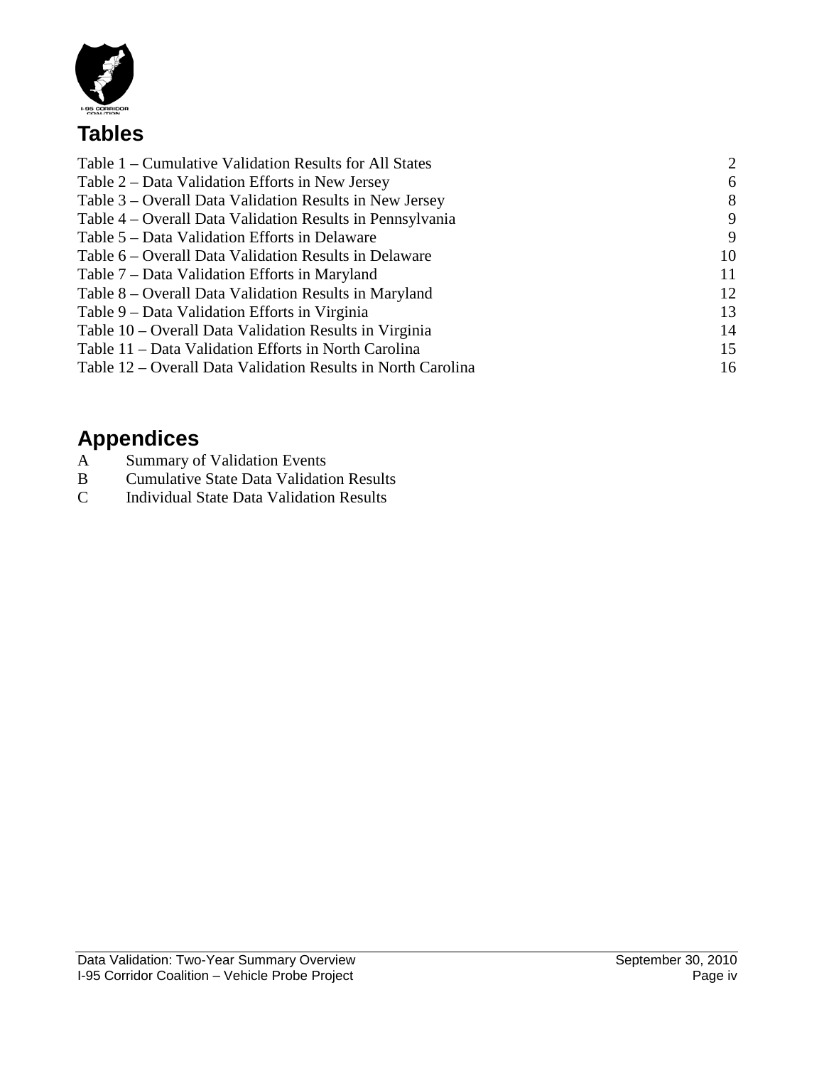## Tables

| | |
|---|---|
| Table 1 – Cumulative Validation Results for All States | 2 |
| Table 2 – Data Validation Efforts in New Jersey | 6 |
| Table 3 – Overall Data Validation Results in New Jersey | 8 |
| Table 4 – Overall Data Validation Results in Pennsylvania | 9 |
| Table 5 – Data Validation Efforts in Delaware | 9 |
| Table 6 – Overall Data Validation Results in Delaware | 10 |
| Table 7 – Data Validation Efforts in Maryland | 11 |
| Table 8 – Overall Data Validation Results in Maryland | 12 |
| Table 9 – Data Validation Efforts in Virginia | 13 |
| Table 10 – Overall Data Validation Results in Virginia | 14 |
| Table 11 – Data Validation Efforts in North Carolina | 15 |
| Table 12 – Overall Data Validation Results in North Carolina | 16 |

## Appendices

A Summary of Validation Events
B Cumulative State Data Validation Results
C Individual State Data Validation Results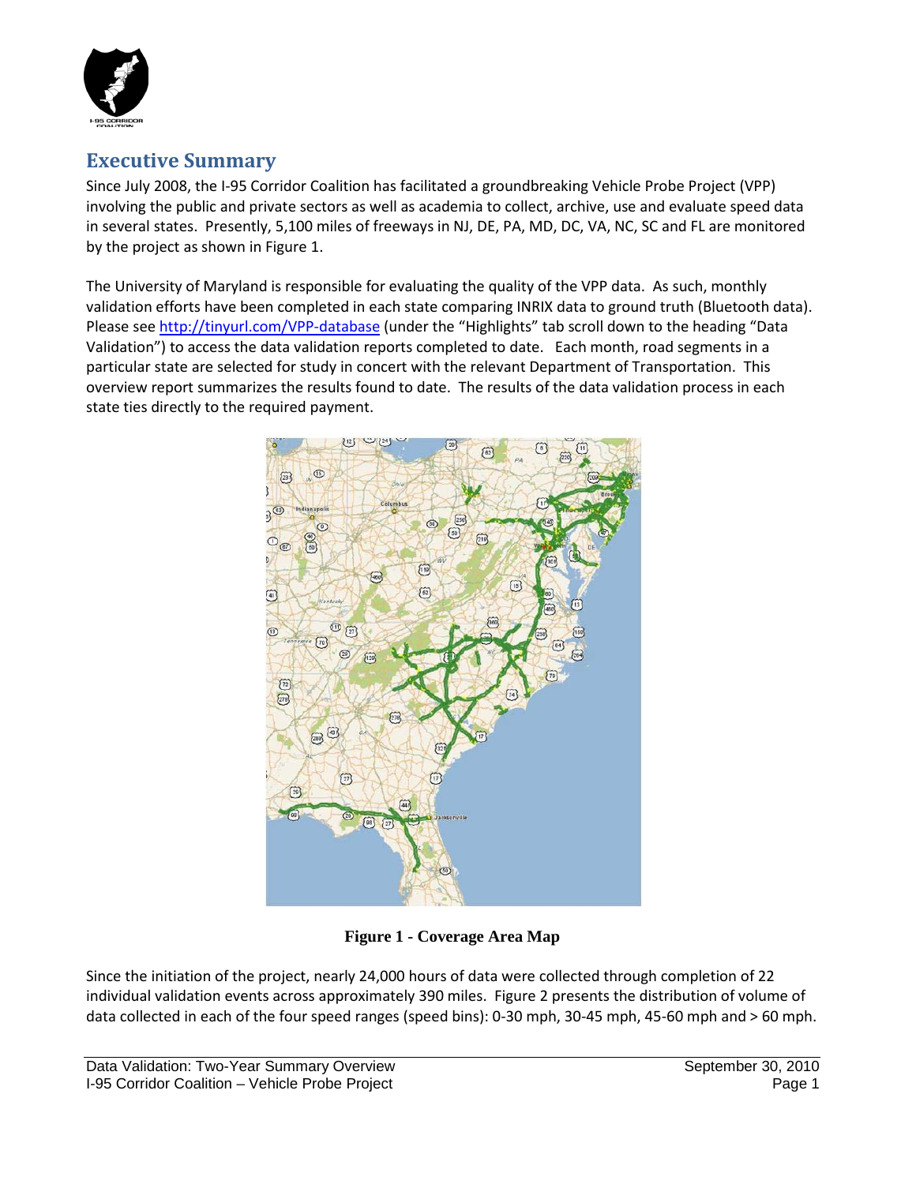## Executive Summary

Since July 2008, the I-95 Corridor Coalition has facilitated a groundbreaking Vehicle Probe Project (VPP) involving the public and private sectors as well as academia to collect, archive, use and evaluate speed data in several states. Presently, 5,100 miles of freeways in NJ, DE, PA, MD, DC, VA, NC, SC and FL are monitored by the project as shown in Figure 1.

The University of Maryland is responsible for evaluating the quality of the VPP data. As such, monthly validation efforts have been completed in each state comparing INRIX data to ground truth (Bluetooth data). Please see http://tinyurl.com/VPP-database (under the "Highlights" tab scroll down to the heading "Data Validation") to access the data validation reports completed to date. Each month, road segments in a particular state are selected for study in concert with the relevant Department of Transportation. This overview report summarizes the results found to date. The results of the data validation process in each state ties directly to the required payment.

**Figure 1 - Coverage Area Map**

Since the initiation of the project, nearly 24,000 hours of data were collected through completion of 22 individual validation events across approximately 390 miles. Figure 2 presents the distribution of volume of data collected in each of the four speed ranges (speed bins): 0-30 mph, 30-45 mph, 45-60 mph and > 60 mph.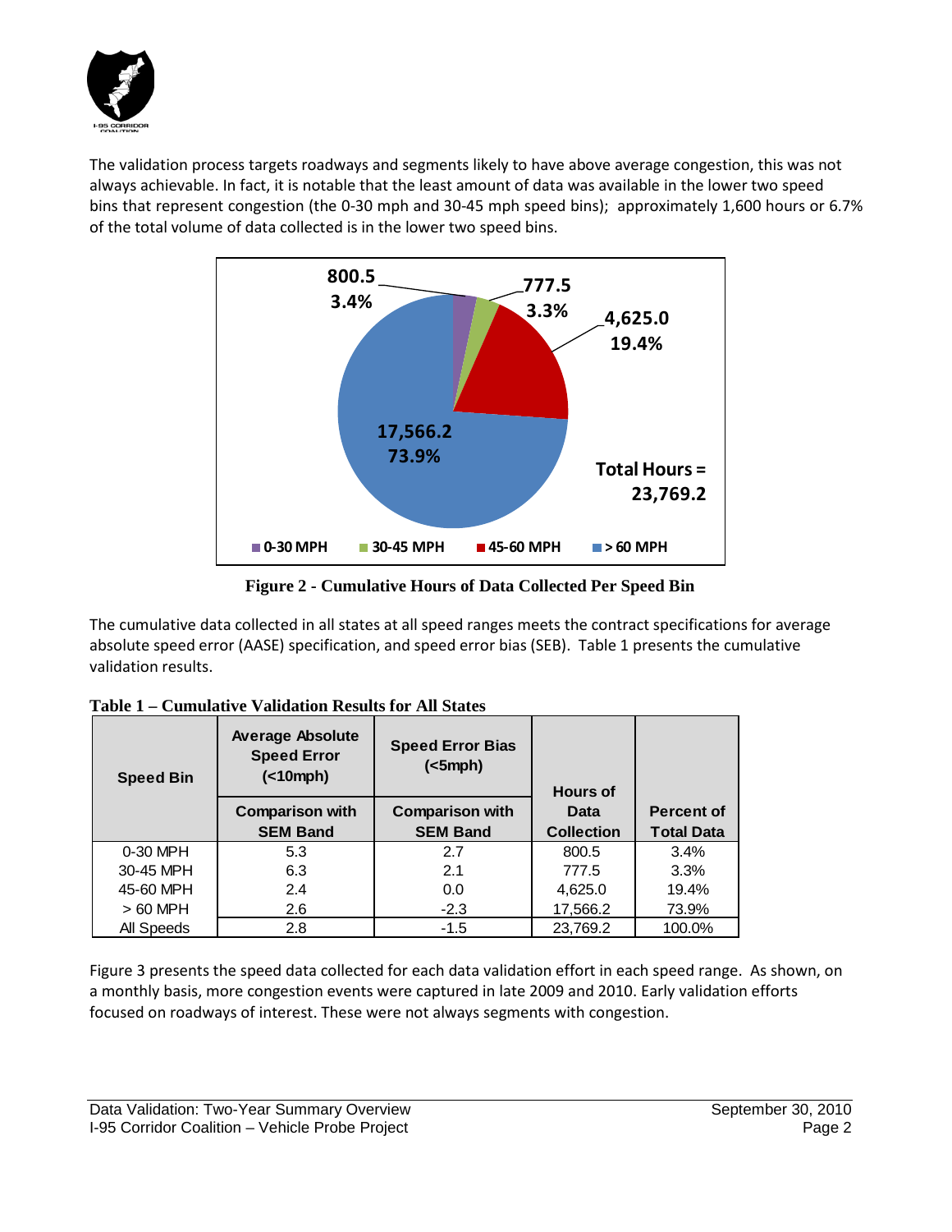The validation process targets roadways and segments likely to have above average congestion, this was not always achievable. In fact, it is notable that the least amount of data was available in the lower two speed bins that represent congestion (the 0-30 mph and 30-45 mph speed bins); approximately 1,600 hours or 6.7% of the total volume of data collected is in the lower two speed bins.

**Figure 2 - Cumulative Hours of Data Collected Per Speed Bin**

The cumulative data collected in all states at all speed ranges meets the contract specifications for average absolute speed error (AASE) specification, and speed error bias (SEB). Table 1 presents the cumulative validation results.

**Table 1 – Cumulative Validation Results for All States**

| Speed Bin | Average Absolute Speed Error (<10mph) | Speed Error Bias (<5mph) | Hours of Data Collection | Percent of Total Data |
|---|---|---|---|---|
| | Comparison with SEM Band | Comparison with SEM Band | | |
| 0-30 MPH | 5.3 | 2.7 | 800.5 | 3.4% |
| 30-45 MPH | 6.3 | 2.1 | 777.5 | 3.3% |
| 45-60 MPH | 2.4 | 0.0 | 4,625.0 | 19.4% |
| > 60 MPH | 2.6 | -2.3 | 17,566.2 | 73.9% |
| All Speeds | 2.8 | -1.5 | 23,769.2 | 100.0% |

Figure 3 presents the speed data collected for each data validation effort in each speed range. As shown, on a monthly basis, more congestion events were captured in late 2009 and 2010. Early validation efforts focused on roadways of interest. These were not always segments with congestion.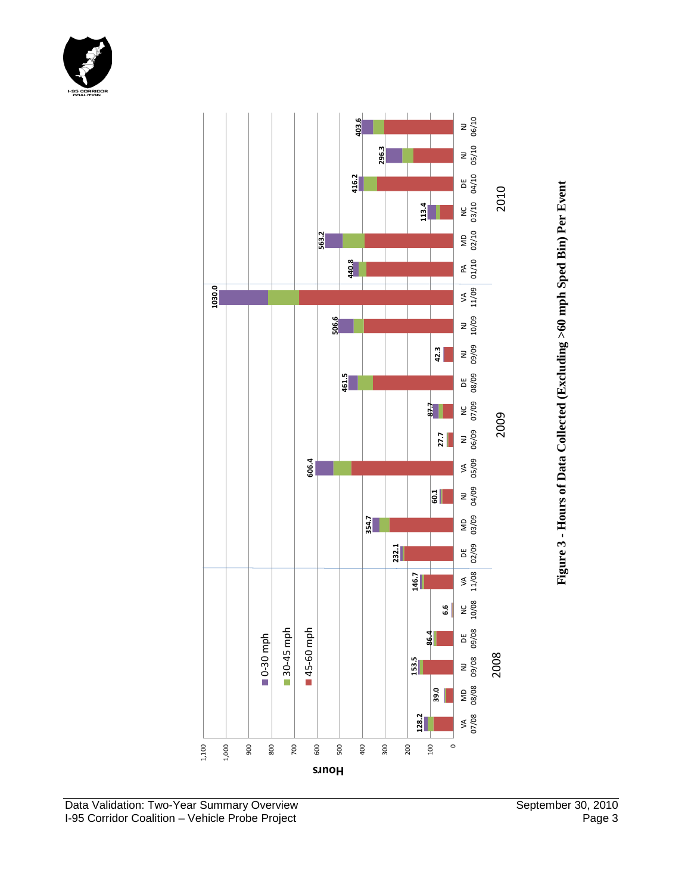| Year | Event | Hours (Total) |
|---|---|---|
| 2008 | VA 07/08 | 128.2 |
| 2008 | MD 08/08 | 39.0 |
| 2008 | NJ 09/08 | 153.5 |
| 2008 | DE 09/08 | 86.4 |
| 2008 | NC 10/08 | 6.6 |
| 2008 | VA 11/08 | 146.7 |
| 2009 | DE 02/09 | 232.1 |
| 2009 | MD 03/09 | 354.7 |
| 2009 | NJ 04/09 | 60.1 |
| 2009 | VA 05/09 | 606.4 |
| 2009 | NJ 06/09 | 27.7 |
| 2009 | NC 07/09 | 87.7 |
| 2009 | DE 08/09 | 461.5 |
| 2009 | NJ 09/09 | 42.3 |
| 2009 | NJ 10/09 | 506.6 |
| 2009 | VA 11/09 | 1030.0 |
| 2010 | PA 01/10 | 440.8 |
| 2010 | MD 02/10 | 563.2 |
| 2010 | NC 03/10 | 113.4 |
| 2010 | DE 04/10 | 416.2 |
| 2010 | NJ 05/10 | 296.3 |
| 2010 | NJ 06/10 | 403.6 |

Legend: 0-30 mph, 30-45 mph, 45-60 mph

**Figure 3 - Hours of Data Collected (Excluding >60 mph Sped Bin) Per Event**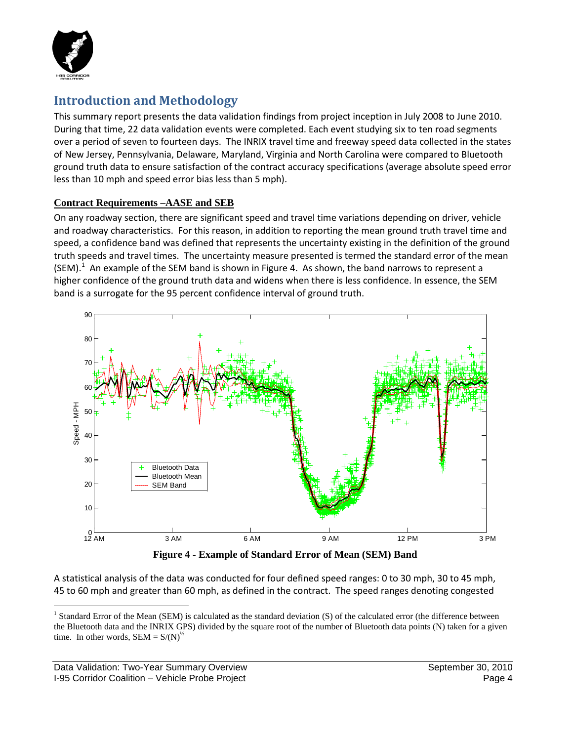## Introduction and Methodology

This summary report presents the data validation findings from project inception in July 2008 to June 2010. During that time, 22 data validation events were completed. Each event studying six to ten road segments over a period of seven to fourteen days. The INRIX travel time and freeway speed data collected in the states of New Jersey, Pennsylvania, Delaware, Maryland, Virginia and North Carolina were compared to Bluetooth ground truth data to ensure satisfaction of the contract accuracy specifications (average absolute speed error less than 10 mph and speed error bias less than 5 mph).

### Contract Requirements –AASE and SEB

On any roadway section, there are significant speed and travel time variations depending on driver, vehicle and roadway characteristics. For this reason, in addition to reporting the mean ground truth travel time and speed, a confidence band was defined that represents the uncertainty existing in the definition of the ground truth speeds and travel times. The uncertainty measure presented is termed the standard error of the mean (SEM).[1] An example of the SEM band is shown in Figure 4. As shown, the band narrows to represent a higher confidence of the ground truth data and widens when there is less confidence. In essence, the SEM band is a surrogate for the 95 percent confidence interval of ground truth.

**Figure 4 - Example of Standard Error of Mean (SEM) Band**

A statistical analysis of the data was conducted for four defined speed ranges: 0 to 30 mph, 30 to 45 mph, 45 to 60 mph and greater than 60 mph, as defined in the contract. The speed ranges denoting congested

[1] Standard Error of the Mean (SEM) is calculated as the standard deviation (S) of the calculated error (the difference between the Bluetooth data and the INRIX GPS) divided by the square root of the number of Bluetooth data points (N) taken for a given time. In other words, $SEM = S/(N)^{½}$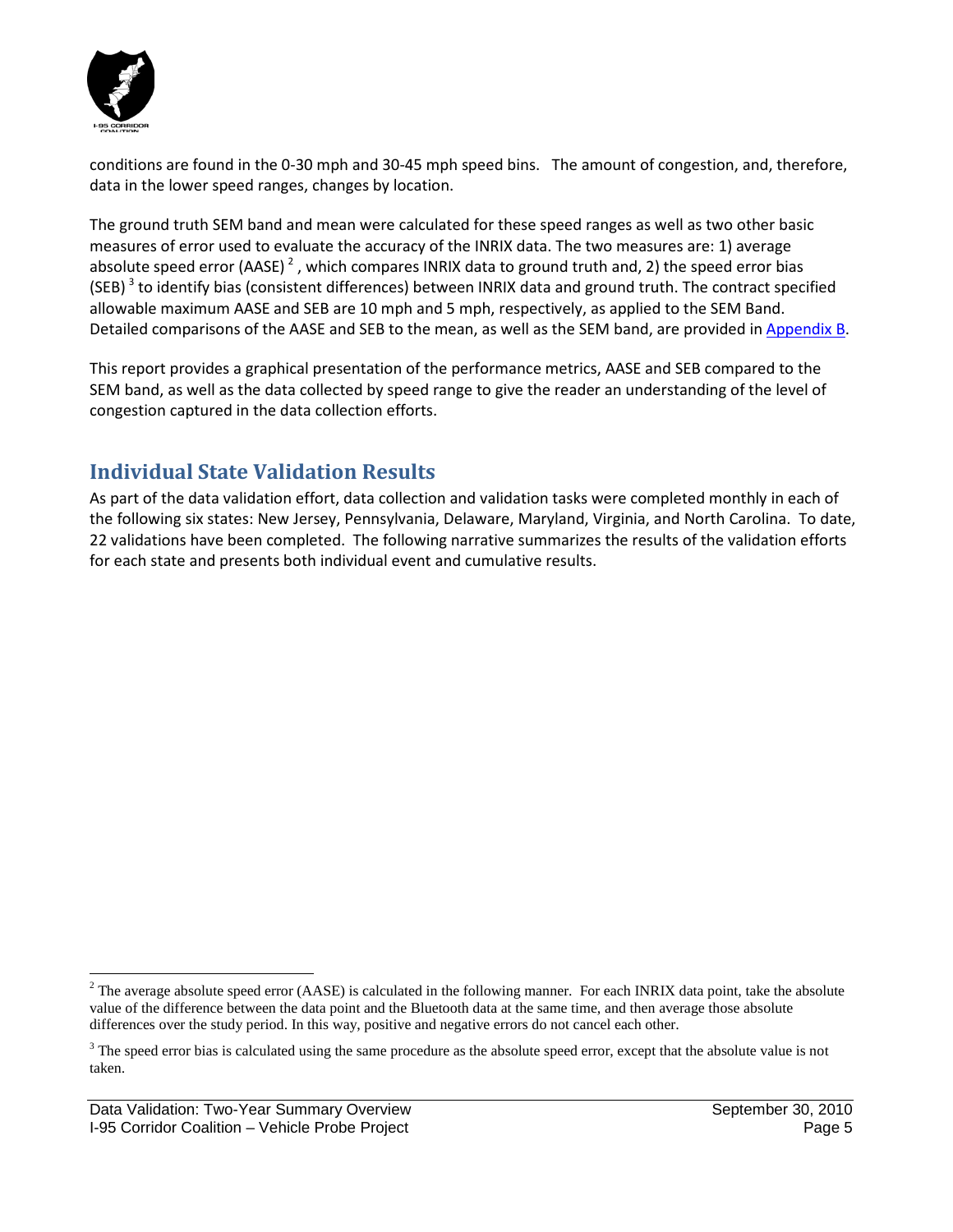conditions are found in the 0-30 mph and 30-45 mph speed bins. The amount of congestion, and, therefore, data in the lower speed ranges, changes by location.

The ground truth SEM band and mean were calculated for these speed ranges as well as two other basic measures of error used to evaluate the accuracy of the INRIX data. The two measures are: 1) average absolute speed error (AASE) [2], which compares INRIX data to ground truth and, 2) the speed error bias (SEB) [3] to identify bias (consistent differences) between INRIX data and ground truth. The contract specified allowable maximum AASE and SEB are 10 mph and 5 mph, respectively, as applied to the SEM Band. Detailed comparisons of the AASE and SEB to the mean, as well as the SEM band, are provided in Appendix B.

This report provides a graphical presentation of the performance metrics, AASE and SEB compared to the SEM band, as well as the data collected by speed range to give the reader an understanding of the level of congestion captured in the data collection efforts.

## Individual State Validation Results

As part of the data validation effort, data collection and validation tasks were completed monthly in each of the following six states: New Jersey, Pennsylvania, Delaware, Maryland, Virginia, and North Carolina. To date, 22 validations have been completed. The following narrative summarizes the results of the validation efforts for each state and presents both individual event and cumulative results.

[2] The average absolute speed error (AASE) is calculated in the following manner. For each INRIX data point, take the absolute value of the difference between the data point and the Bluetooth data at the same time, and then average those absolute differences over the study period. In this way, positive and negative errors do not cancel each other.

[3] The speed error bias is calculated using the same procedure as the absolute speed error, except that the absolute value is not taken.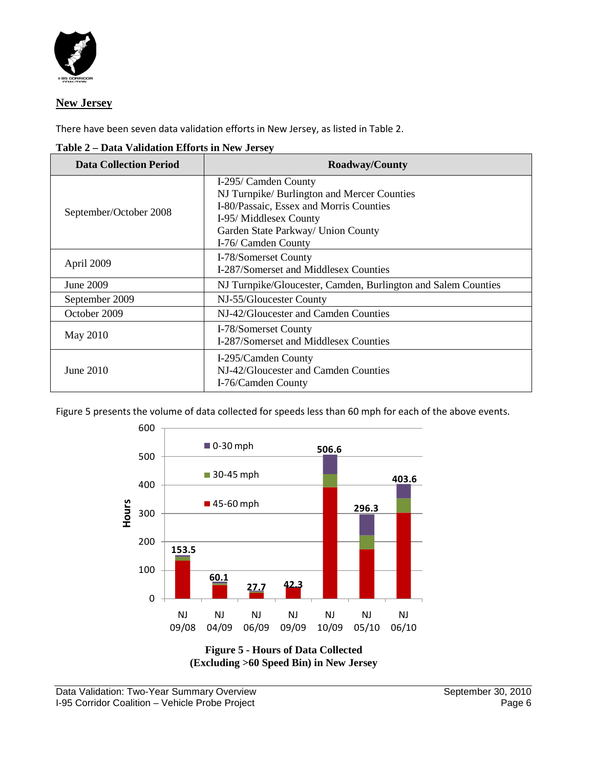## New Jersey

There have been seven data validation efforts in New Jersey, as listed in Table 2.

**Table 2 – Data Validation Efforts in New Jersey**

| Data Collection Period | Roadway/County |
|---|---|
| September/October 2008 | I-295/ Camden County<br>NJ Turnpike/ Burlington and Mercer Counties<br>I-80/Passaic, Essex and Morris Counties<br>I-95/ Middlesex County<br>Garden State Parkway/ Union County<br>I-76/ Camden County |
| April 2009 | I-78/Somerset County<br>I-287/Somerset and Middlesex Counties |
| June 2009 | NJ Turnpike/Gloucester, Camden, Burlington and Salem Counties |
| September 2009 | NJ-55/Gloucester County |
| October 2009 | NJ-42/Gloucester and Camden Counties |
| May 2010 | I-78/Somerset County<br>I-287/Somerset and Middlesex Counties |
| June 2010 | I-295/Camden County<br>NJ-42/Gloucester and Camden Counties<br>I-76/Camden County |

Figure 5 presents the volume of data collected for speeds less than 60 mph for each of the above events.

**Figure 5 - Hours of Data Collected (Excluding >60 Speed Bin) in New Jersey**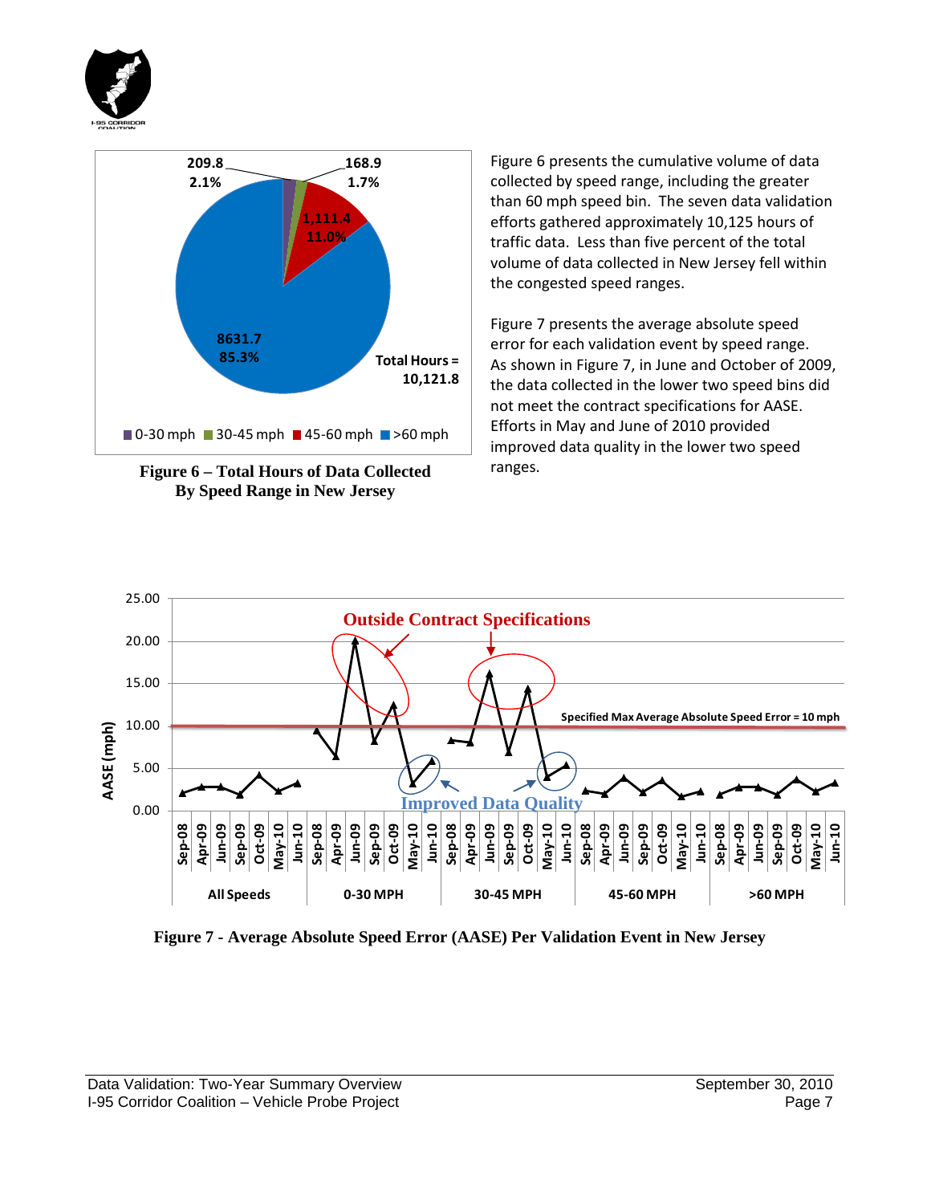Figure 6 – Total Hours of Data Collected By Speed Range in New Jersey

Figure 6 presents the cumulative volume of data collected by speed range, including the greater than 60 mph speed bin. The seven data validation efforts gathered approximately 10,125 hours of traffic data. Less than five percent of the total volume of data collected in New Jersey fell within the congested speed ranges.

Figure 7 presents the average absolute speed error for each validation event by speed range. As shown in Figure 7, in June and October of 2009, the data collected in the lower two speed bins did not meet the contract specifications for AASE. Efforts in May and June of 2010 provided improved data quality in the lower two speed ranges.

Figure 7 - Average Absolute Speed Error (AASE) Per Validation Event in New Jersey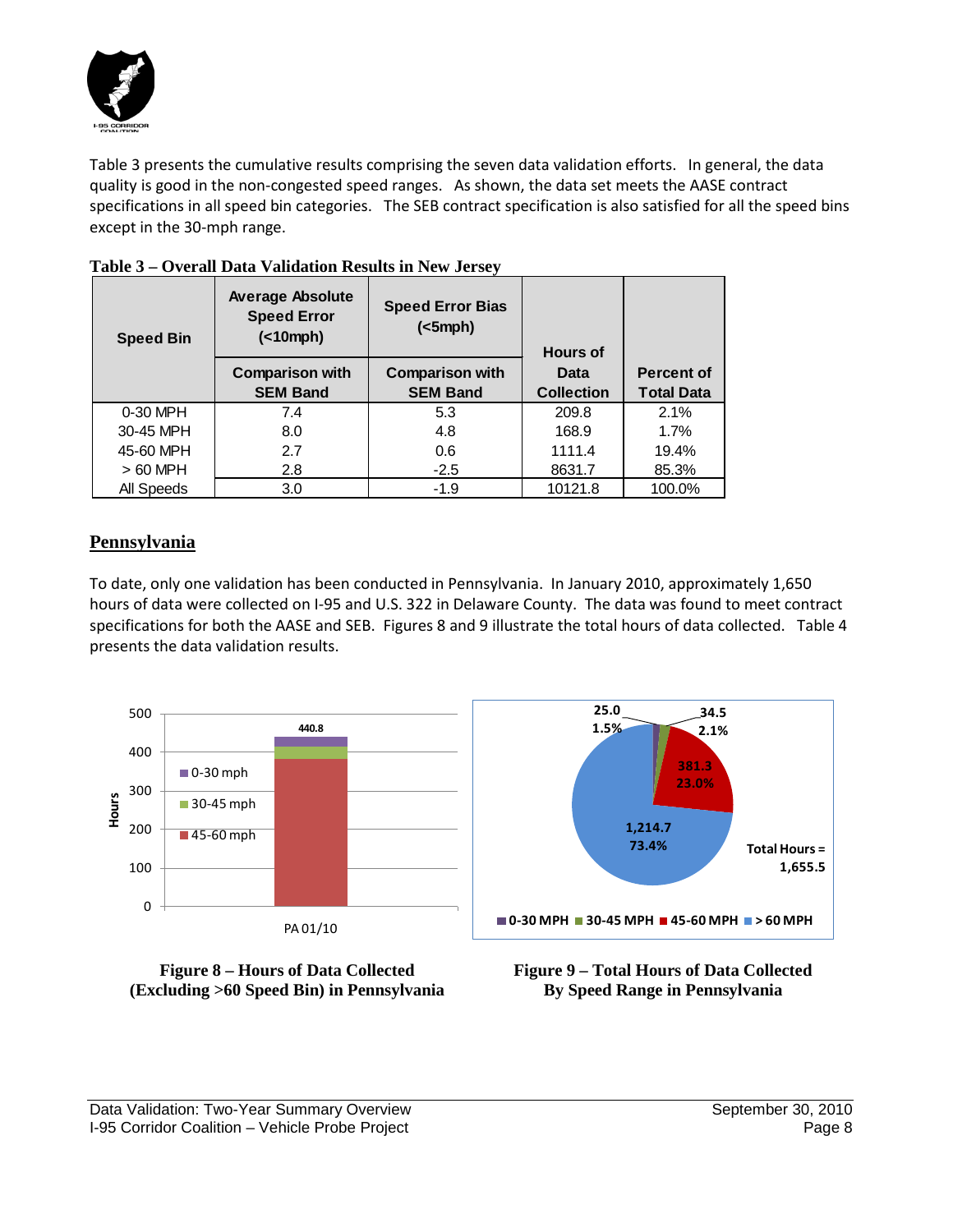Table 3 presents the cumulative results comprising the seven data validation efforts. In general, the data quality is good in the non-congested speed ranges. As shown, the data set meets the AASE contract specifications in all speed bin categories. The SEB contract specification is also satisfied for all the speed bins except in the 30-mph range.

**Table 3 – Overall Data Validation Results in New Jersey**

| Speed Bin | Average Absolute Speed Error (<10mph) | Speed Error Bias (<5mph) | Hours of Data Collection | Percent of Total Data |
|---|---|---|---|---|
| | Comparison with SEM Band | Comparison with SEM Band | | |
| 0-30 MPH | 7.4 | 5.3 | 209.8 | 2.1% |
| 30-45 MPH | 8.0 | 4.8 | 168.9 | 1.7% |
| 45-60 MPH | 2.7 | 0.6 | 1111.4 | 19.4% |
| > 60 MPH | 2.8 | -2.5 | 8631.7 | 85.3% |
| All Speeds | 3.0 | -1.9 | 10121.8 | 100.0% |

## Pennsylvania

To date, only one validation has been conducted in Pennsylvania. In January 2010, approximately 1,650 hours of data were collected on I-95 and U.S. 322 in Delaware County. The data was found to meet contract specifications for both the AASE and SEB. Figures 8 and 9 illustrate the total hours of data collected. Table 4 presents the data validation results.

**Figure 8 – Hours of Data Collected (Excluding >60 Speed Bin) in Pennsylvania**

**Figure 9 – Total Hours of Data Collected By Speed Range in Pennsylvania**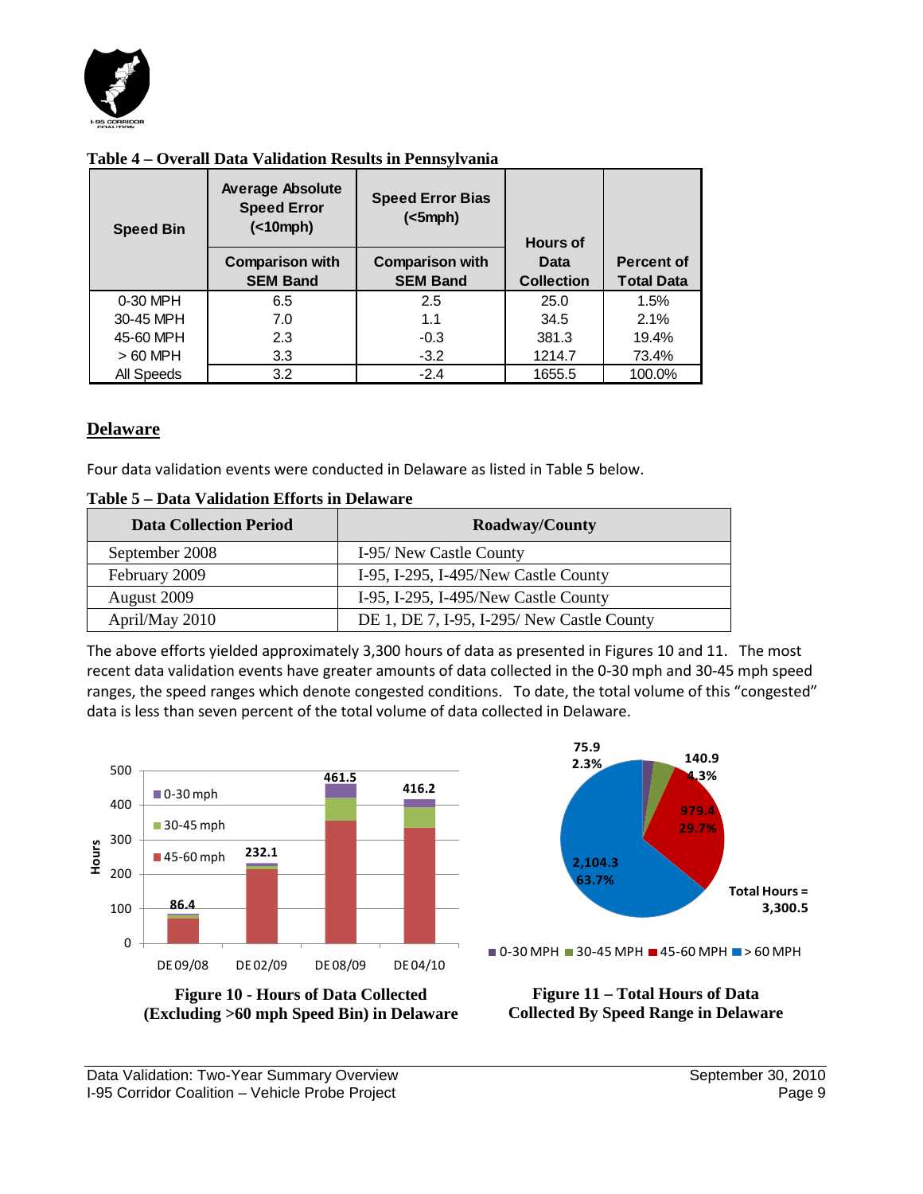**Table 4 – Overall Data Validation Results in Pennsylvania**

| Speed Bin | Average Absolute Speed Error (<10mph) | Speed Error Bias (<5mph) | Hours of Data Collection | Percent of Total Data |
|---|---|---|---|---|
| | Comparison with SEM Band | Comparison with SEM Band | | |
| 0-30 MPH | 6.5 | 2.5 | 25.0 | 1.5% |
| 30-45 MPH | 7.0 | 1.1 | 34.5 | 2.1% |
| 45-60 MPH | 2.3 | -0.3 | 381.3 | 19.4% |
| > 60 MPH | 3.3 | -3.2 | 1214.7 | 73.4% |
| All Speeds | 3.2 | -2.4 | 1655.5 | 100.0% |

## Delaware

Four data validation events were conducted in Delaware as listed in Table 5 below.

**Table 5 – Data Validation Efforts in Delaware**

| Data Collection Period | Roadway/County |
|---|---|
| September 2008 | I-95/ New Castle County |
| February 2009 | I-95, I-295, I-495/New Castle County |
| August 2009 | I-95, I-295, I-495/New Castle County |
| April/May 2010 | DE 1, DE 7, I-95, I-295/ New Castle County |

The above efforts yielded approximately 3,300 hours of data as presented in Figures 10 and 11. The most recent data validation events have greater amounts of data collected in the 0-30 mph and 30-45 mph speed ranges, the speed ranges which denote congested conditions. To date, the total volume of this "congested" data is less than seven percent of the total volume of data collected in Delaware.

**Figure 10 - Hours of Data Collected (Excluding >60 mph Speed Bin) in Delaware**

**Figure 11 – Total Hours of Data Collected By Speed Range in Delaware**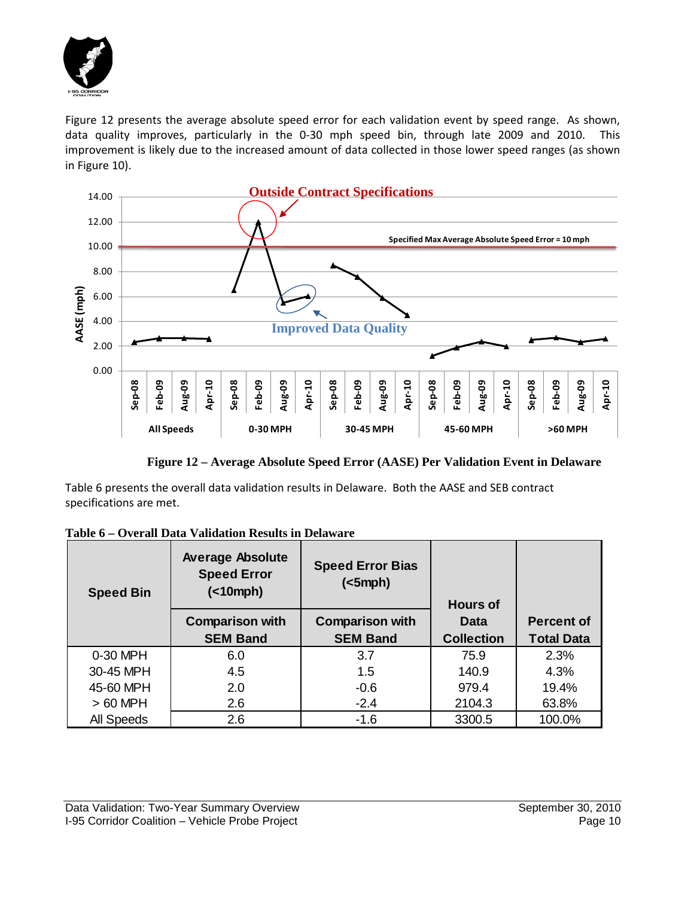Figure 12 presents the average absolute speed error for each validation event by speed range. As shown, data quality improves, particularly in the 0-30 mph speed bin, through late 2009 and 2010. This improvement is likely due to the increased amount of data collected in those lower speed ranges (as shown in Figure 10).

**Figure 12 – Average Absolute Speed Error (AASE) Per Validation Event in Delaware**

Table 6 presents the overall data validation results in Delaware. Both the AASE and SEB contract specifications are met.

**Table 6 – Overall Data Validation Results in Delaware**

| Speed Bin | Average Absolute Speed Error (<10mph) | Speed Error Bias (<5mph) | Hours of Data Collection | Percent of Total Data |
|---|---|---|---|---|
| | Comparison with SEM Band | Comparison with SEM Band | | |
| 0-30 MPH | 6.0 | 3.7 | 75.9 | 2.3% |
| 30-45 MPH | 4.5 | 1.5 | 140.9 | 4.3% |
| 45-60 MPH | 2.0 | -0.6 | 979.4 | 19.4% |
| > 60 MPH | 2.6 | -2.4 | 2104.3 | 63.8% |
| All Speeds | 2.6 | -1.6 | 3300.5 | 100.0% |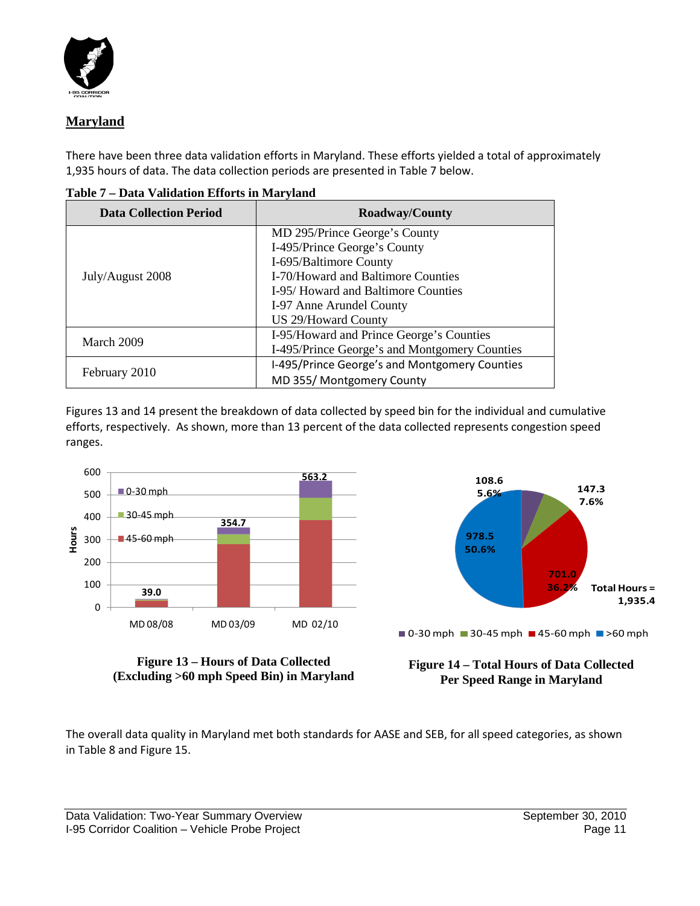## Maryland

There have been three data validation efforts in Maryland. These efforts yielded a total of approximately 1,935 hours of data. The data collection periods are presented in Table 7 below.

**Table 7 – Data Validation Efforts in Maryland**

| Data Collection Period | Roadway/County |
|---|---|
| July/August 2008 | MD 295/Prince George's County<br>I-495/Prince George's County<br>I-695/Baltimore County<br>I-70/Howard and Baltimore Counties<br>I-95/ Howard and Baltimore Counties<br>I-97 Anne Arundel County<br>US 29/Howard County |
| March 2009 | I-95/Howard and Prince George's Counties<br>I-495/Prince George's and Montgomery Counties |
| February 2010 | I-495/Prince George's and Montgomery Counties<br>MD 355/ Montgomery County |

Figures 13 and 14 present the breakdown of data collected by speed bin for the individual and cumulative efforts, respectively. As shown, more than 13 percent of the data collected represents congestion speed ranges.

**Figure 13 – Hours of Data Collected (Excluding >60 mph Speed Bin) in Maryland**

**Figure 14 – Total Hours of Data Collected Per Speed Range in Maryland**

The overall data quality in Maryland met both standards for AASE and SEB, for all speed categories, as shown in Table 8 and Figure 15.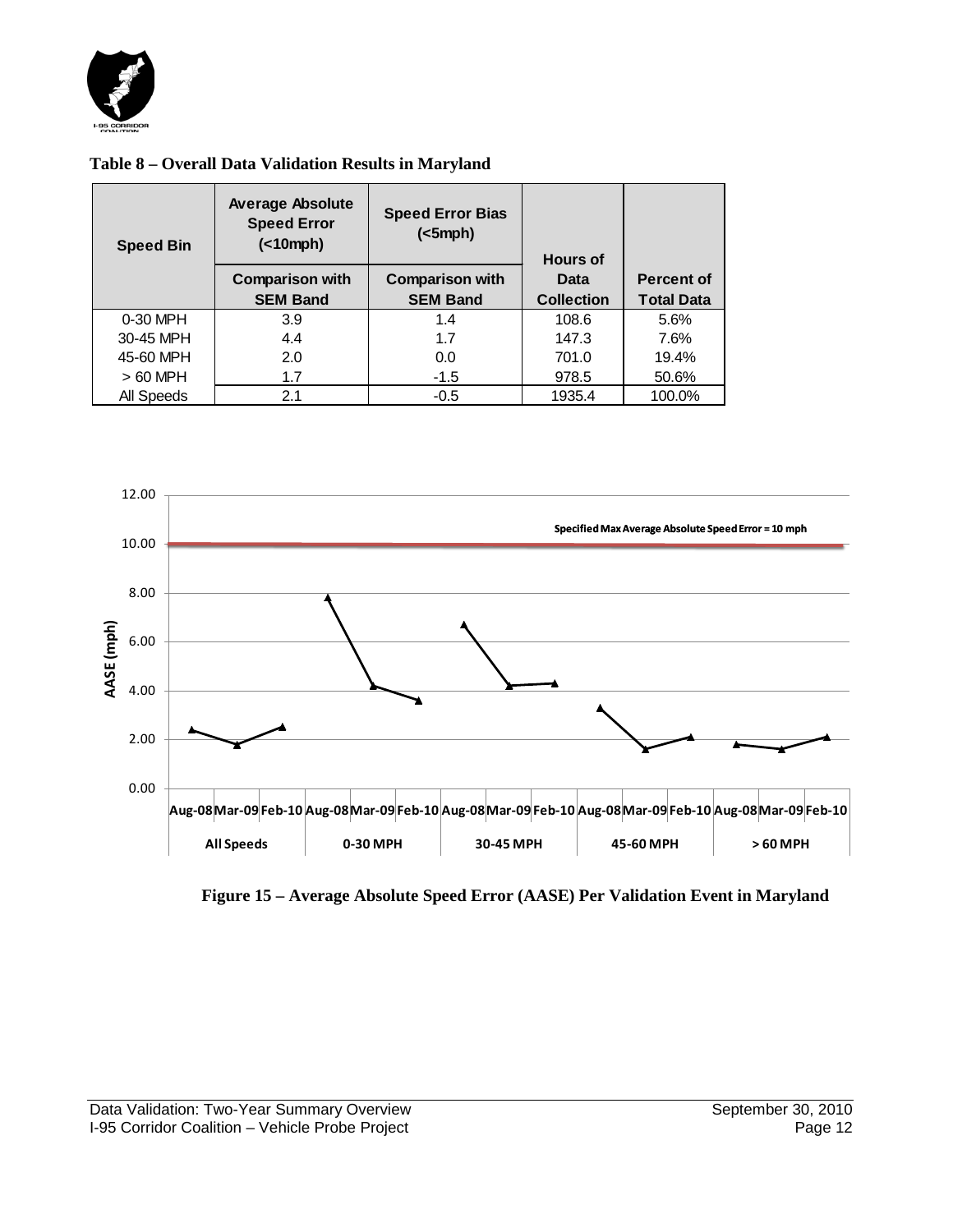**Table 8 – Overall Data Validation Results in Maryland**

| Speed Bin | Average Absolute Speed Error (<10mph) | Speed Error Bias (<5mph) | Hours of Data Collection | Percent of Total Data |
|---|---|---|---|---|
| | Comparison with SEM Band | Comparison with SEM Band | | |
| 0-30 MPH | 3.9 | 1.4 | 108.6 | 5.6% |
| 30-45 MPH | 4.4 | 1.7 | 147.3 | 7.6% |
| 45-60 MPH | 2.0 | 0.0 | 701.0 | 19.4% |
| > 60 MPH | 1.7 | -1.5 | 978.5 | 50.6% |
| All Speeds | 2.1 | -0.5 | 1935.4 | 100.0% |

**Figure 15 – Average Absolute Speed Error (AASE) Per Validation Event in Maryland**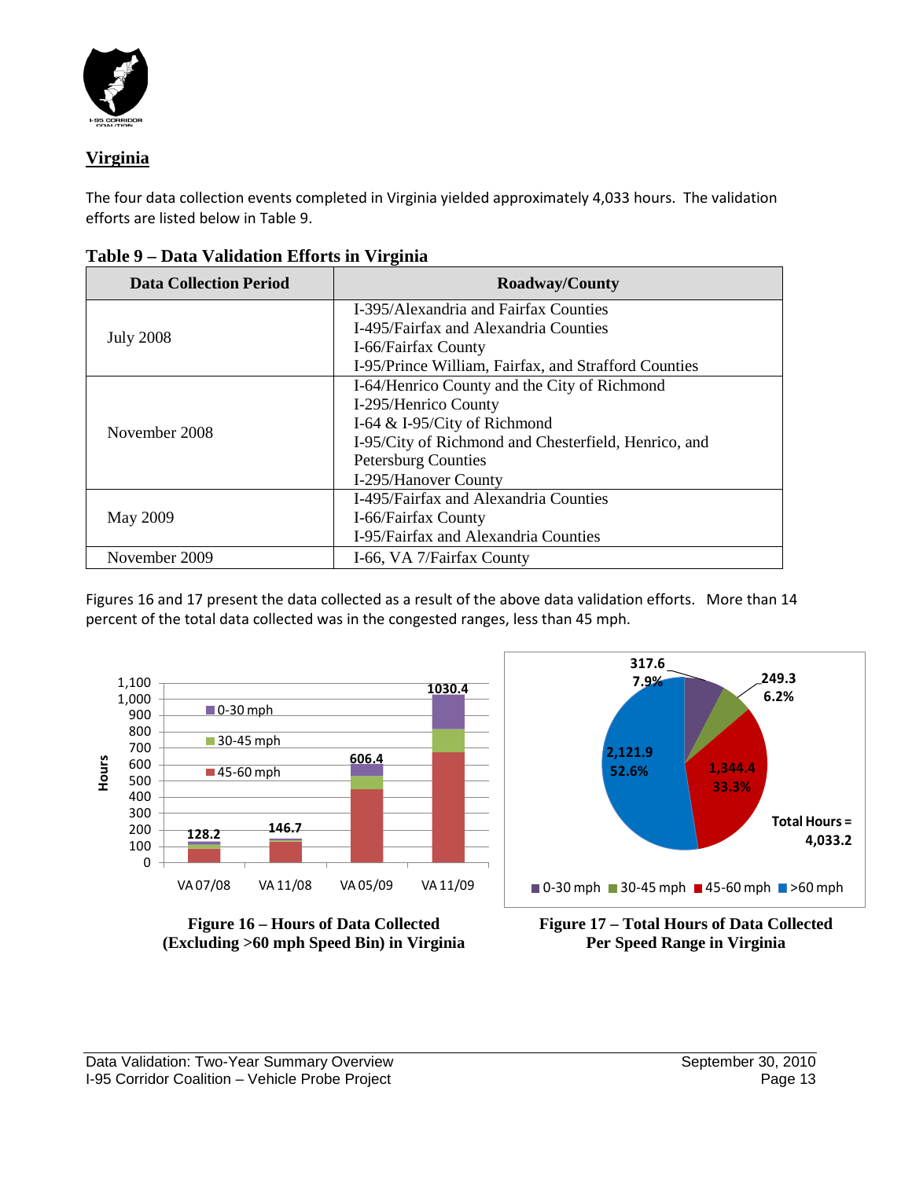## Virginia

The four data collection events completed in Virginia yielded approximately 4,033 hours. The validation efforts are listed below in Table 9.

**Table 9 – Data Validation Efforts in Virginia**

| Data Collection Period | Roadway/County |
|---|---|
| July 2008 | I-395/Alexandria and Fairfax Counties<br>I-495/Fairfax and Alexandria Counties<br>I-66/Fairfax County<br>I-95/Prince William, Fairfax, and Strafford Counties |
| November 2008 | I-64/Henrico County and the City of Richmond<br>I-295/Henrico County<br>I-64 & I-95/City of Richmond<br>I-95/City of Richmond and Chesterfield, Henrico, and Petersburg Counties<br>I-295/Hanover County |
| May 2009 | I-495/Fairfax and Alexandria Counties<br>I-66/Fairfax County<br>I-95/Fairfax and Alexandria Counties |
| November 2009 | I-66, VA 7/Fairfax County |

Figures 16 and 17 present the data collected as a result of the above data validation efforts. More than 14 percent of the total data collected was in the congested ranges, less than 45 mph.

**Figure 16 – Hours of Data Collected (Excluding >60 mph Speed Bin) in Virginia**

**Figure 17 – Total Hours of Data Collected Per Speed Range in Virginia**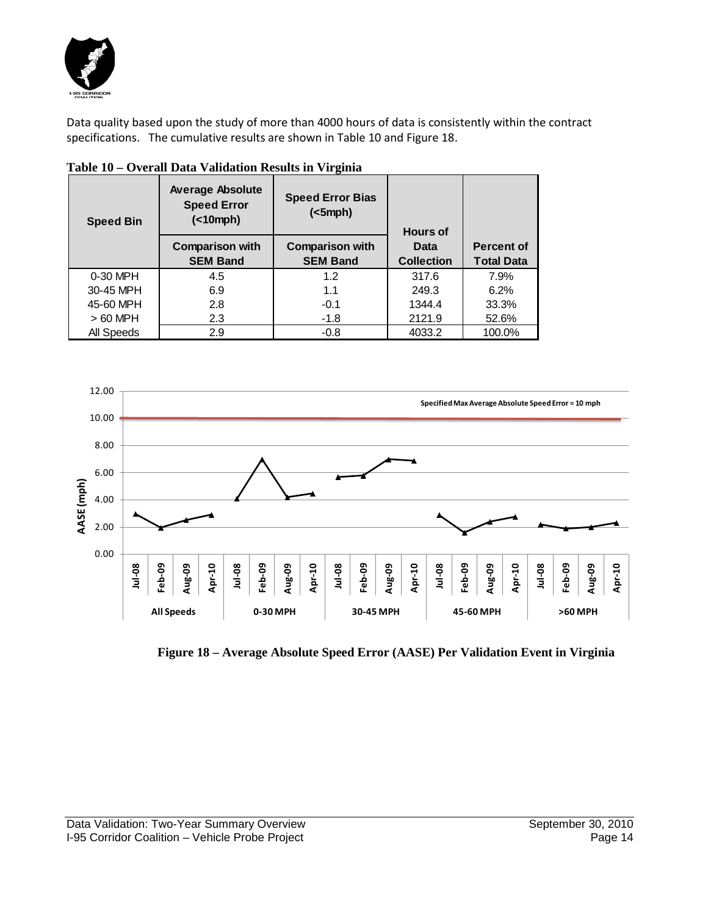Data quality based upon the study of more than 4000 hours of data is consistently within the contract specifications. The cumulative results are shown in Table 10 and Figure 18.

**Table 10 – Overall Data Validation Results in Virginia**

| Speed Bin | Average Absolute Speed Error (<10mph) | Speed Error Bias (<5mph) | Hours of Data Collection | Percent of Total Data |
|---|---|---|---|---|
| | Comparison with SEM Band | Comparison with SEM Band | | |
| 0-30 MPH | 4.5 | 1.2 | 317.6 | 7.9% |
| 30-45 MPH | 6.9 | 1.1 | 249.3 | 6.2% |
| 45-60 MPH | 2.8 | -0.1 | 1344.4 | 33.3% |
| > 60 MPH | 2.3 | -1.8 | 2121.9 | 52.6% |
| All Speeds | 2.9 | -0.8 | 4033.2 | 100.0% |

**Figure 18 – Average Absolute Speed Error (AASE) Per Validation Event in Virginia**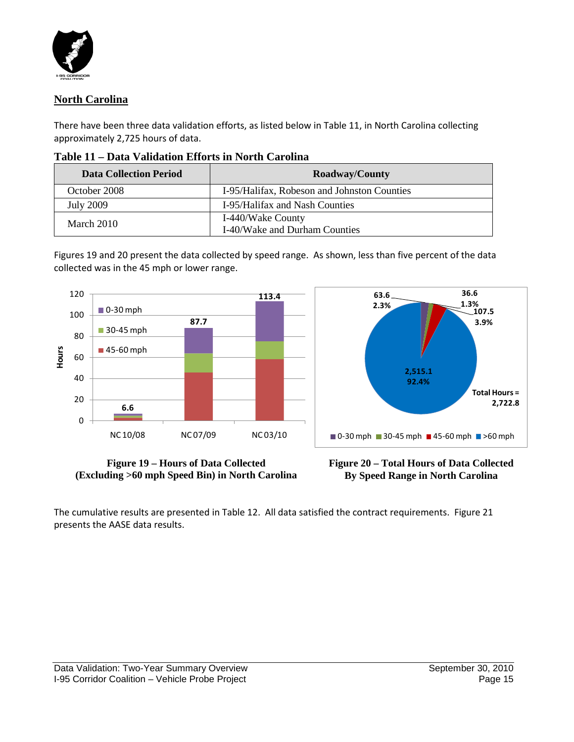## North Carolina

There have been three data validation efforts, as listed below in Table 11, in North Carolina collecting approximately 2,725 hours of data.

**Table 11 – Data Validation Efforts in North Carolina**

| Data Collection Period | Roadway/County |
|---|---|
| October 2008 | I-95/Halifax, Robeson and Johnston Counties |
| July 2009 | I-95/Halifax and Nash Counties |
| March 2010 | I-440/Wake County<br>I-40/Wake and Durham Counties |

Figures 19 and 20 present the data collected by speed range. As shown, less than five percent of the data collected was in the 45 mph or lower range.

**Figure 19 – Hours of Data Collected (Excluding >60 mph Speed Bin) in North Carolina**

**Figure 20 – Total Hours of Data Collected By Speed Range in North Carolina**

The cumulative results are presented in Table 12. All data satisfied the contract requirements. Figure 21 presents the AASE data results.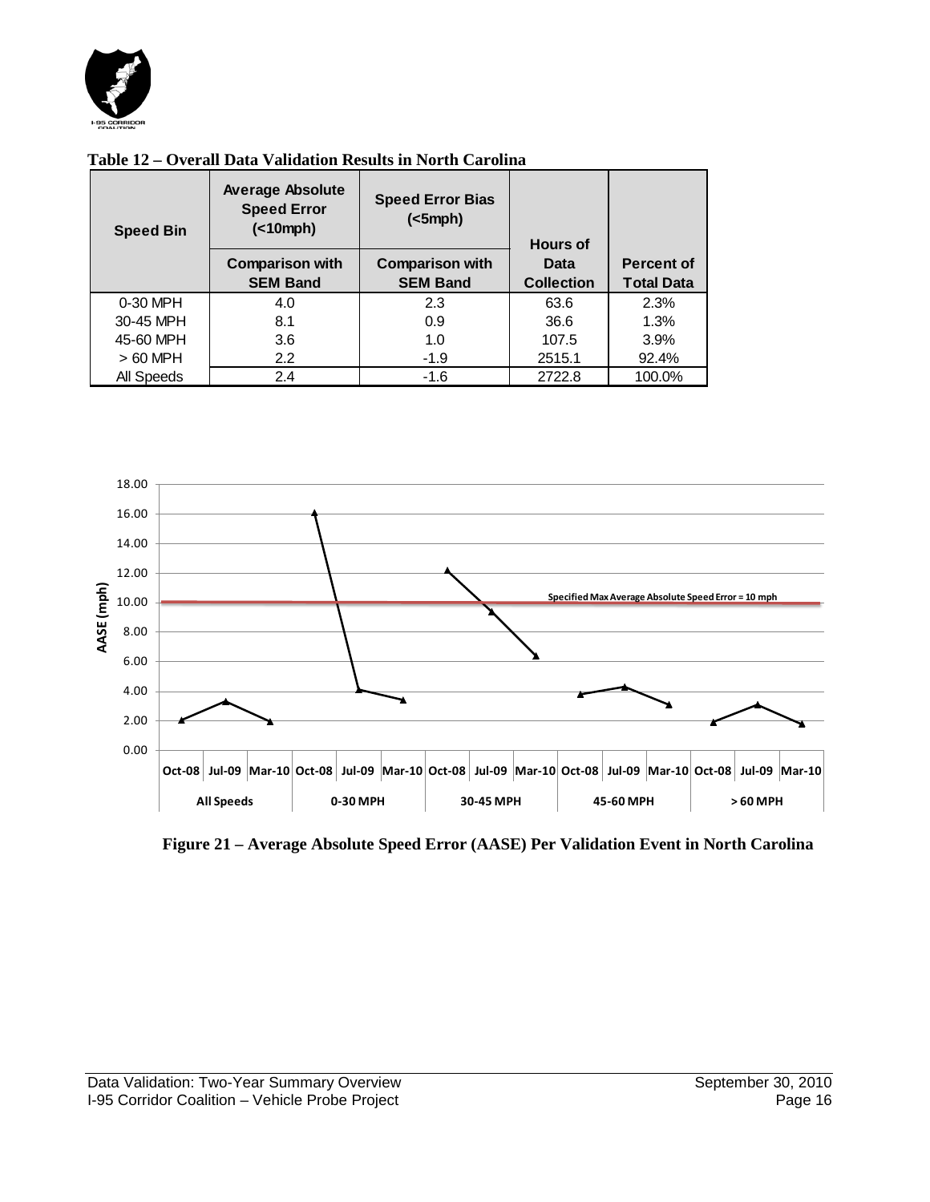**Table 12 – Overall Data Validation Results in North Carolina**

| Speed Bin | Average Absolute Speed Error (<10mph) | Speed Error Bias (<5mph) | Hours of Data Collection | Percent of Total Data |
|---|---|---|---|---|
| | Comparison with SEM Band | Comparison with SEM Band | | |
| 0-30 MPH | 4.0 | 2.3 | 63.6 | 2.3% |
| 30-45 MPH | 8.1 | 0.9 | 36.6 | 1.3% |
| 45-60 MPH | 3.6 | 1.0 | 107.5 | 3.9% |
| > 60 MPH | 2.2 | -1.9 | 2515.1 | 92.4% |
| All Speeds | 2.4 | -1.6 | 2722.8 | 100.0% |

**Figure 21 – Average Absolute Speed Error (AASE) Per Validation Event in North Carolina**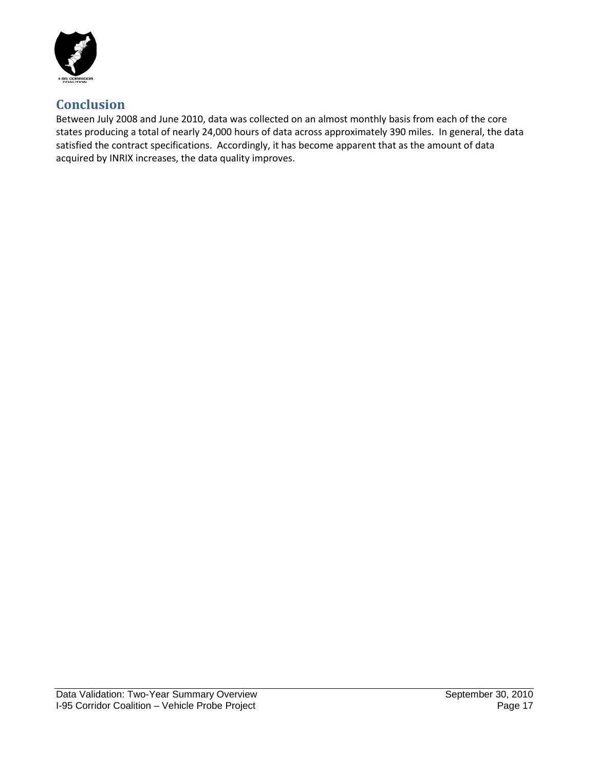## Conclusion

Between July 2008 and June 2010, data was collected on an almost monthly basis from each of the core states producing a total of nearly 24,000 hours of data across approximately 390 miles. In general, the data satisfied the contract specifications. Accordingly, it has become apparent that as the amount of data acquired by INRIX increases, the data quality improves.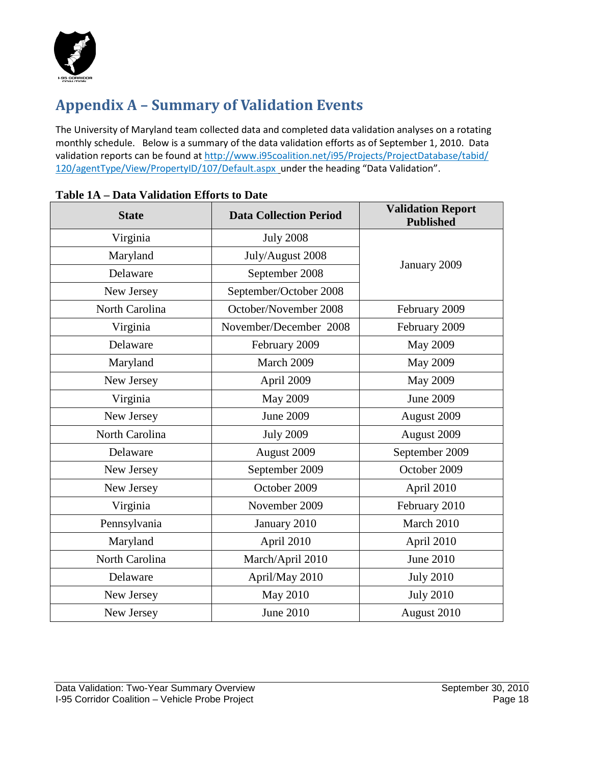# Appendix A – Summary of Validation Events

The University of Maryland team collected data and completed data validation analyses on a rotating monthly schedule. Below is a summary of the data validation efforts as of September 1, 2010. Data validation reports can be found at [http://www.i95coalition.net/i95/Projects/ProjectDatabase/tabid/120/agentType/View/PropertyID/107/Default.aspx](http://www.i95coalition.net/i95/Projects/ProjectDatabase/tabid/120/agentType/View/PropertyID/107/Default.aspx) under the heading "Data Validation".

**Table 1A – Data Validation Efforts to Date**

| State | Data Collection Period | Validation Report Published |
|---|---|---|
| Virginia | July 2008 | January 2009 |
| Maryland | July/August 2008 | |
| Delaware | September 2008 | |
| New Jersey | September/October 2008 | |
| North Carolina | October/November 2008 | February 2009 |
| Virginia | November/December 2008 | February 2009 |
| Delaware | February 2009 | May 2009 |
| Maryland | March 2009 | May 2009 |
| New Jersey | April 2009 | May 2009 |
| Virginia | May 2009 | June 2009 |
| New Jersey | June 2009 | August 2009 |
| North Carolina | July 2009 | August 2009 |
| Delaware | August 2009 | September 2009 |
| New Jersey | September 2009 | October 2009 |
| New Jersey | October 2009 | April 2010 |
| Virginia | November 2009 | February 2010 |
| Pennsylvania | January 2010 | March 2010 |
| Maryland | April 2010 | April 2010 |
| North Carolina | March/April 2010 | June 2010 |
| Delaware | April/May 2010 | July 2010 |
| New Jersey | May 2010 | July 2010 |
| New Jersey | June 2010 | August 2010 |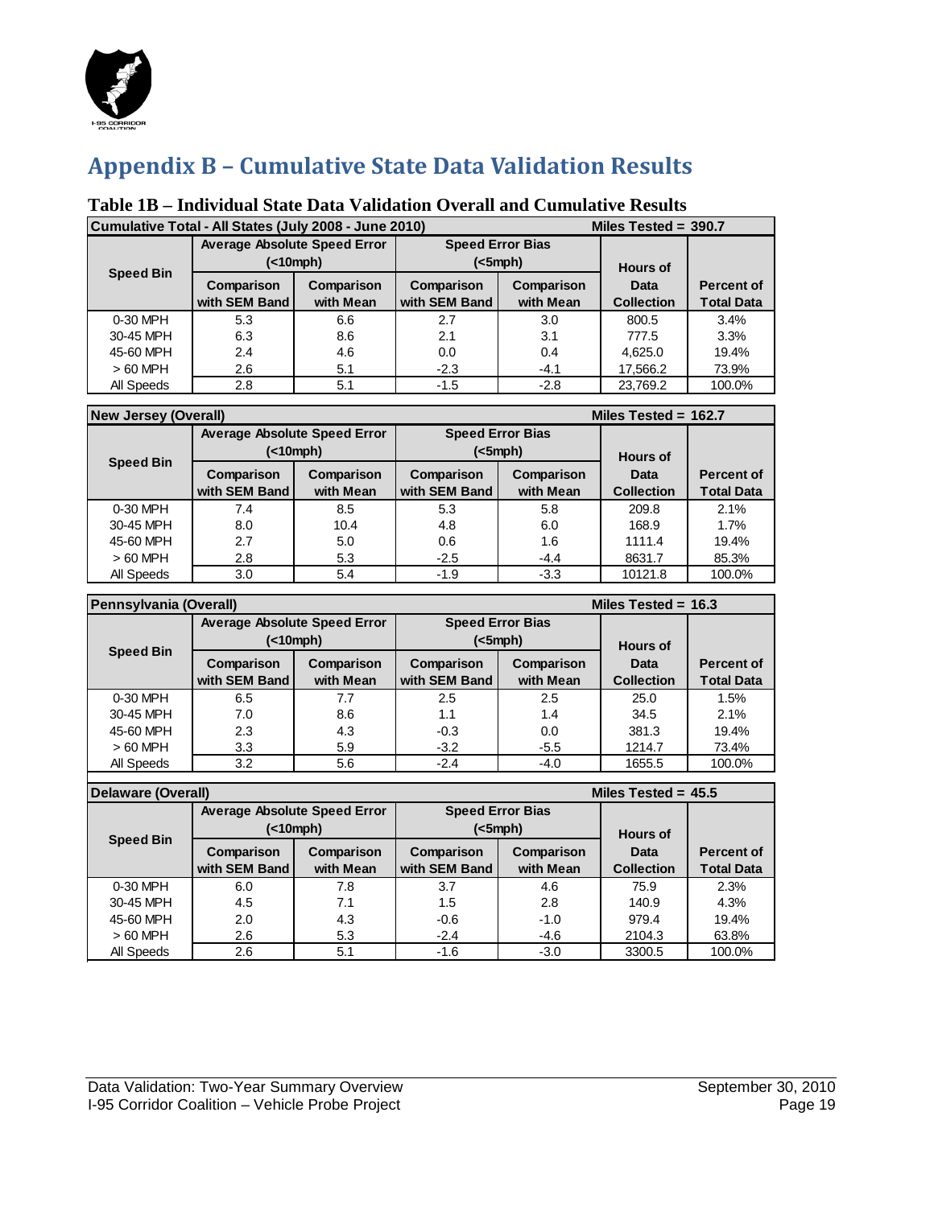# Appendix B – Cumulative State Data Validation Results

### Table 1B – Individual State Data Validation Overall and Cumulative Results

| Cumulative Total - All States (July 2008 - June 2010) | | | | | Miles Tested = 390.7 | |
|---|---|---|---|---|---|---|
| Speed Bin | Average Absolute Speed Error (<10mph) | | Speed Error Bias (<5mph) | | Hours of Data Collection | Percent of Total Data |
| | Comparison with SEM Band | Comparison with Mean | Comparison with SEM Band | Comparison with Mean | | |
| 0-30 MPH | 5.3 | 6.6 | 2.7 | 3.0 | 800.5 | 3.4% |
| 30-45 MPH | 6.3 | 8.6 | 2.1 | 3.1 | 777.5 | 3.3% |
| 45-60 MPH | 2.4 | 4.6 | 0.0 | 0.4 | 4,625.0 | 19.4% |
| > 60 MPH | 2.6 | 5.1 | -2.3 | -4.1 | 17,566.2 | 73.9% |
| All Speeds | 2.8 | 5.1 | -1.5 | -2.8 | 23,769.2 | 100.0% |

| New Jersey (Overall) | | | | | Miles Tested = 162.7 | |
|---|---|---|---|---|---|---|
| Speed Bin | Average Absolute Speed Error (<10mph) | | Speed Error Bias (<5mph) | | Hours of Data Collection | Percent of Total Data |
| | Comparison with SEM Band | Comparison with Mean | Comparison with SEM Band | Comparison with Mean | | |
| 0-30 MPH | 7.4 | 8.5 | 5.3 | 5.8 | 209.8 | 2.1% |
| 30-45 MPH | 8.0 | 10.4 | 4.8 | 6.0 | 168.9 | 1.7% |
| 45-60 MPH | 2.7 | 5.0 | 0.6 | 1.6 | 1111.4 | 19.4% |
| > 60 MPH | 2.8 | 5.3 | -2.5 | -4.4 | 8631.7 | 85.3% |
| All Speeds | 3.0 | 5.4 | -1.9 | -3.3 | 10121.8 | 100.0% |

| Pennsylvania (Overall) | | | | | Miles Tested = 16.3 | |
|---|---|---|---|---|---|---|
| Speed Bin | Average Absolute Speed Error (<10mph) | | Speed Error Bias (<5mph) | | Hours of Data Collection | Percent of Total Data |
| | Comparison with SEM Band | Comparison with Mean | Comparison with SEM Band | Comparison with Mean | | |
| 0-30 MPH | 6.5 | 7.7 | 2.5 | 2.5 | 25.0 | 1.5% |
| 30-45 MPH | 7.0 | 8.6 | 1.1 | 1.4 | 34.5 | 2.1% |
| 45-60 MPH | 2.3 | 4.3 | -0.3 | 0.0 | 381.3 | 19.4% |
| > 60 MPH | 3.3 | 5.9 | -3.2 | -5.5 | 1214.7 | 73.4% |
| All Speeds | 3.2 | 5.6 | -2.4 | -4.0 | 1655.5 | 100.0% |

| Delaware (Overall) | | | | | Miles Tested = 45.5 | |
|---|---|---|---|---|---|---|
| Speed Bin | Average Absolute Speed Error (<10mph) | | Speed Error Bias (<5mph) | | Hours of Data Collection | Percent of Total Data |
| | Comparison with SEM Band | Comparison with Mean | Comparison with SEM Band | Comparison with Mean | | |
| 0-30 MPH | 6.0 | 7.8 | 3.7 | 4.6 | 75.9 | 2.3% |
| 30-45 MPH | 4.5 | 7.1 | 1.5 | 2.8 | 140.9 | 4.3% |
| 45-60 MPH | 2.0 | 4.3 | -0.6 | -1.0 | 979.4 | 19.4% |
| > 60 MPH | 2.6 | 5.3 | -2.4 | -4.6 | 2104.3 | 63.8% |
| All Speeds | 2.6 | 5.1 | -1.6 | -3.0 | 3300.5 | 100.0% |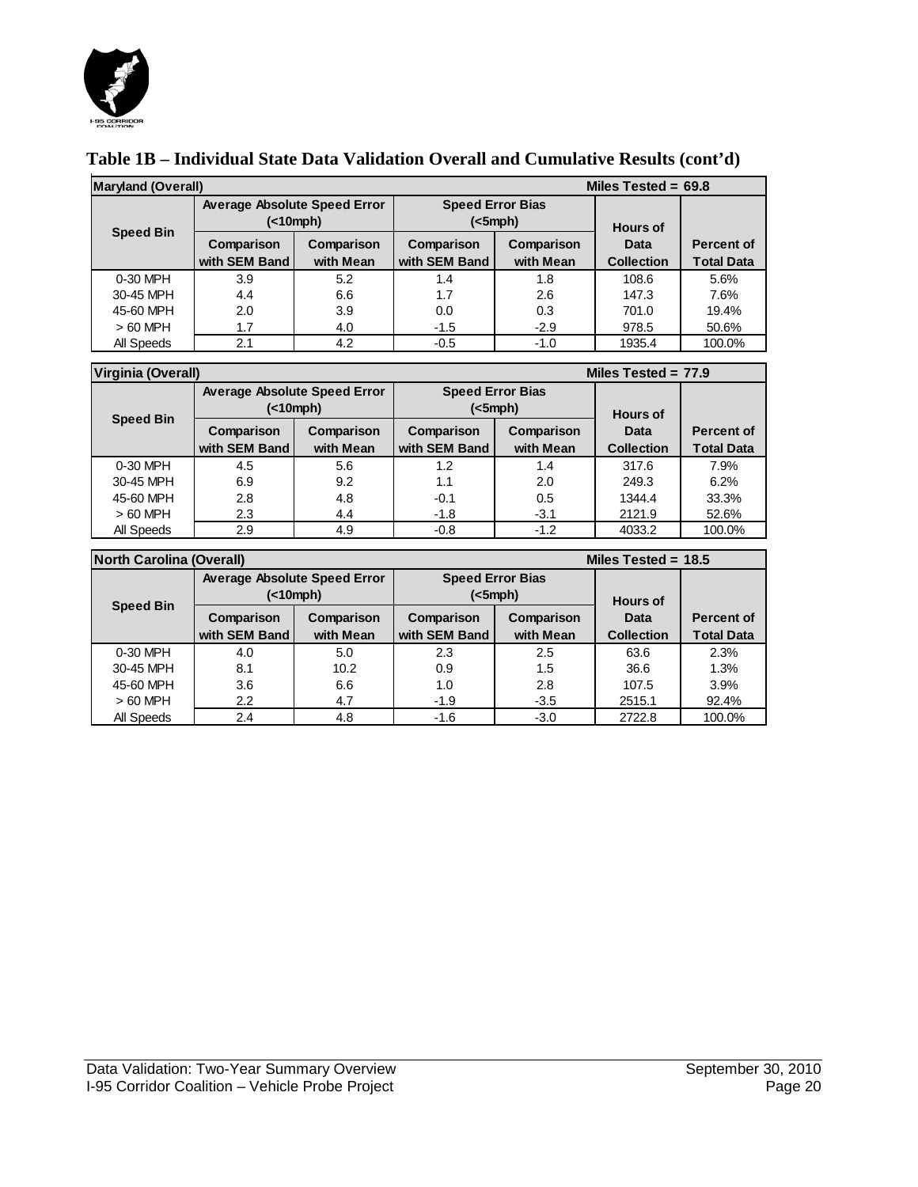## Table 1B – Individual State Data Validation Overall and Cumulative Results (cont'd)

| Maryland (Overall) | | | | | Miles Tested = 69.8 | |
|---|---|---|---|---|---|---|
| Speed Bin | Average Absolute Speed Error (<10mph) | | Speed Error Bias (<5mph) | | Hours of Data Collection | Percent of Total Data |
| | Comparison with SEM Band | Comparison with Mean | Comparison with SEM Band | Comparison with Mean | | |
| 0-30 MPH | 3.9 | 5.2 | 1.4 | 1.8 | 108.6 | 5.6% |
| 30-45 MPH | 4.4 | 6.6 | 1.7 | 2.6 | 147.3 | 7.6% |
| 45-60 MPH | 2.0 | 3.9 | 0.0 | 0.3 | 701.0 | 19.4% |
| > 60 MPH | 1.7 | 4.0 | -1.5 | -2.9 | 978.5 | 50.6% |
| All Speeds | 2.1 | 4.2 | -0.5 | -1.0 | 1935.4 | 100.0% |

| Virginia (Overall) | | | | | Miles Tested = 77.9 | |
|---|---|---|---|---|---|---|
| Speed Bin | Average Absolute Speed Error (<10mph) | | Speed Error Bias (<5mph) | | Hours of Data Collection | Percent of Total Data |
| | Comparison with SEM Band | Comparison with Mean | Comparison with SEM Band | Comparison with Mean | | |
| 0-30 MPH | 4.5 | 5.6 | 1.2 | 1.4 | 317.6 | 7.9% |
| 30-45 MPH | 6.9 | 9.2 | 1.1 | 2.0 | 249.3 | 6.2% |
| 45-60 MPH | 2.8 | 4.8 | -0.1 | 0.5 | 1344.4 | 33.3% |
| > 60 MPH | 2.3 | 4.4 | -1.8 | -3.1 | 2121.9 | 52.6% |
| All Speeds | 2.9 | 4.9 | -0.8 | -1.2 | 4033.2 | 100.0% |

| North Carolina (Overall) | | | | | Miles Tested = 18.5 | |
|---|---|---|---|---|---|---|
| Speed Bin | Average Absolute Speed Error (<10mph) | | Speed Error Bias (<5mph) | | Hours of Data Collection | Percent of Total Data |
| | Comparison with SEM Band | Comparison with Mean | Comparison with SEM Band | Comparison with Mean | | |
| 0-30 MPH | 4.0 | 5.0 | 2.3 | 2.5 | 63.6 | 2.3% |
| 30-45 MPH | 8.1 | 10.2 | 0.9 | 1.5 | 36.6 | 1.3% |
| 45-60 MPH | 3.6 | 6.6 | 1.0 | 2.8 | 107.5 | 3.9% |
| > 60 MPH | 2.2 | 4.7 | -1.9 | -3.5 | 2515.1 | 92.4% |
| All Speeds | 2.4 | 4.8 | -1.6 | -3.0 | 2722.8 | 100.0% |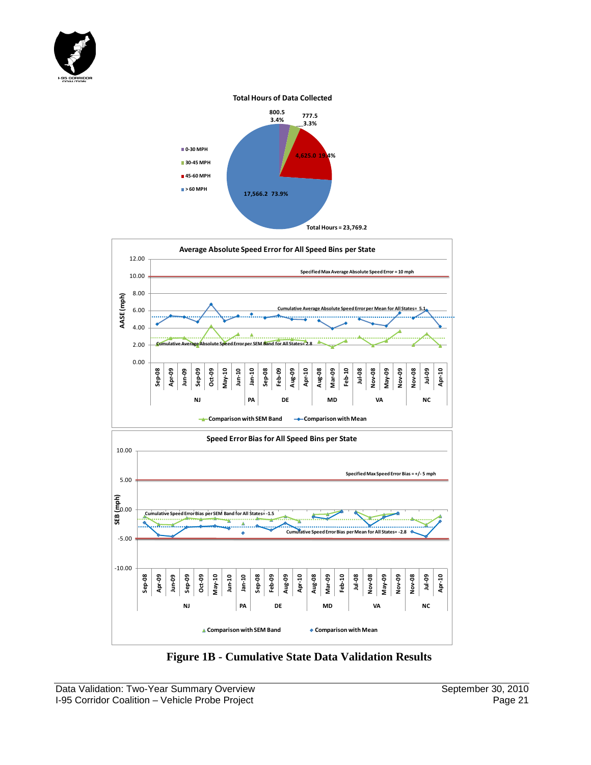**Total Hours of Data Collected**

- 0-30 MPH: 800.5 (3.4%)
- 30-45 MPH: 777.5 (3.3%)
- 45-60 MPH: 4,625.0 (19.4%)
- > 60 MPH: 17,566.2 (73.9%)

Total Hours = 23,769.2

**Average Absolute Speed Error for All Speed Bins per State**

Specified Max Average Absolute Speed Error = 10 mph

Cumulative Average Absolute Speed Error per Mean for All States= 5.1

Cumulative Average Absolute Speed Error per SEM Band for All States= 2.8

AASE (mph)

NJ: Sep-08, Apr-09, Jun-09, Sep-09, Oct-09, May-10, Jun-10 | PA: Jan-10 | DE: Sep-08, Feb-09, Aug-09, Apr-10 | MD: Aug-08, Mar-09, Feb-10 | VA: Jul-08, Nov-08, May-09, Nov-09 | NC: Nov-08, Jul-09, Apr-10

Comparison with SEM Band — Comparison with Mean

**Speed Error Bias for All Speed Bins per State**

Specified Max Speed Error Bias = +/- 5 mph

Cumulative Speed Error Bias per SEM Band for All States= -1.5

Cumulative Speed Error Bias per Mean for All States= -2.8

SEB (mph)

NJ: Sep-08, Apr-09, Jun-09, Sep-09, Oct-09, May-10, Jun-10 | PA: Jan-10 | DE: Sep-08, Feb-09, Aug-09, Apr-10 | MD: Aug-08, Mar-09, Feb-10 | VA: Jul-08, Nov-08, May-09, Nov-09 | NC: Nov-08, Jul-09, Apr-10

Comparison with SEM Band — Comparison with Mean

**Figure 1B - Cumulative State Data Validation Results**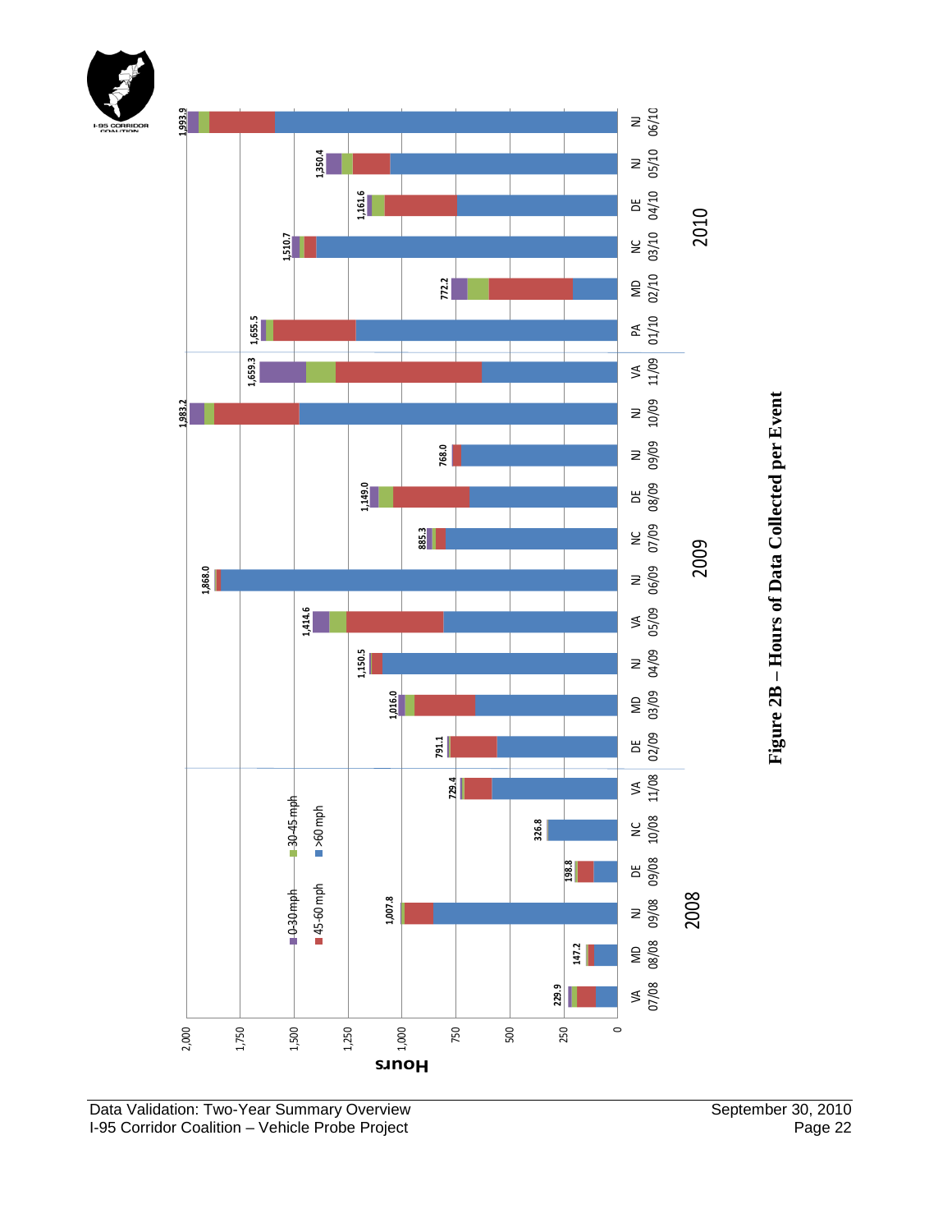| Year | Event | Hours |
|---|---|---|
| 2008 | VA 07/08 | 229.9 |
| 2008 | MD 08/08 | 147.2 |
| 2008 | NJ 09/08 | 1,007.8 |
| 2008 | DE 09/08 | 198.8 |
| 2008 | NC 10/08 | 326.8 |
| 2008 | VA 11/08 | 729.4 |
| 2009 | DE 02/09 | 791.1 |
| 2009 | MD 03/09 | 1,016.0 |
| 2009 | NJ 04/09 | 1,150.5 |
| 2009 | VA 05/09 | 1,414.6 |
| 2009 | NJ 06/09 | 1,868.0 |
| 2009 | NC 07/09 | 885.3 |
| 2009 | DE 08/09 | 1,149.0 |
| 2009 | NJ 09/09 | 768.0 |
| 2009 | NJ 10/09 | 1,983.2 |
| 2009 | VA 11/09 | 1,659.3 |
| 2010 | PA 01/10 | 1,655.5 |
| 2010 | MD 02/10 | 772.2 |
| 2010 | NC 03/10 | 1,510.7 |
| 2010 | DE 04/10 | 1,161.6 |
| 2010 | NJ 05/10 | 1,350.4 |
| 2010 | NJ 06/10 | 1,993.9 |

Legend: 0-30 mph; 30-45 mph; 45-60 mph; >60 mph

**Figure 2B – Hours of Data Collected per Event**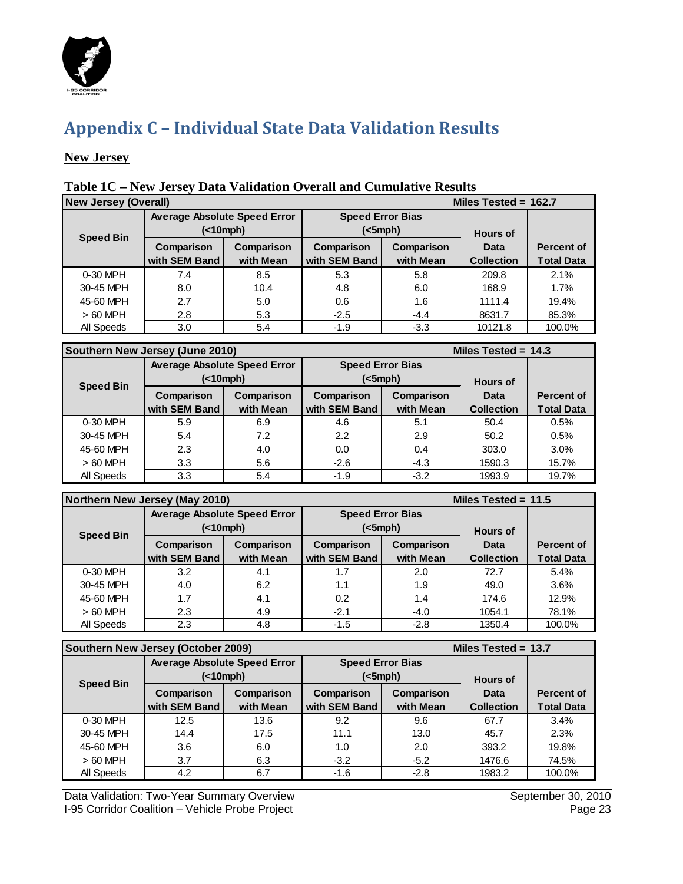# Appendix C – Individual State Data Validation Results

## New Jersey

**Table 1C – New Jersey Data Validation Overall and Cumulative Results**

| New Jersey (Overall) | | | | | | Miles Tested = 162.7 |
|---|---|---|---|---|---|---|
| Speed Bin | Average Absolute Speed Error (<10mph) | | Speed Error Bias (<5mph) | | Hours of Data Collection | Percent of Total Data |
| | Comparison with SEM Band | Comparison with Mean | Comparison with SEM Band | Comparison with Mean | | |
| 0-30 MPH | 7.4 | 8.5 | 5.3 | 5.8 | 209.8 | 2.1% |
| 30-45 MPH | 8.0 | 10.4 | 4.8 | 6.0 | 168.9 | 1.7% |
| 45-60 MPH | 2.7 | 5.0 | 0.6 | 1.6 | 1111.4 | 19.4% |
| > 60 MPH | 2.8 | 5.3 | -2.5 | -4.4 | 8631.7 | 85.3% |
| All Speeds | 3.0 | 5.4 | -1.9 | -3.3 | 10121.8 | 100.0% |

| Southern New Jersey (June 2010) | | | | | | Miles Tested = 14.3 |
|---|---|---|---|---|---|---|
| Speed Bin | Average Absolute Speed Error (<10mph) | | Speed Error Bias (<5mph) | | Hours of Data Collection | Percent of Total Data |
| | Comparison with SEM Band | Comparison with Mean | Comparison with SEM Band | Comparison with Mean | | |
| 0-30 MPH | 5.9 | 6.9 | 4.6 | 5.1 | 50.4 | 0.5% |
| 30-45 MPH | 5.4 | 7.2 | 2.2 | 2.9 | 50.2 | 0.5% |
| 45-60 MPH | 2.3 | 4.0 | 0.0 | 0.4 | 303.0 | 3.0% |
| > 60 MPH | 3.3 | 5.6 | -2.6 | -4.3 | 1590.3 | 15.7% |
| All Speeds | 3.3 | 5.4 | -1.9 | -3.2 | 1993.9 | 19.7% |

| Northern New Jersey (May 2010) | | | | | | Miles Tested = 11.5 |
|---|---|---|---|---|---|---|
| Speed Bin | Average Absolute Speed Error (<10mph) | | Speed Error Bias (<5mph) | | Hours of Data Collection | Percent of Total Data |
| | Comparison with SEM Band | Comparison with Mean | Comparison with SEM Band | Comparison with Mean | | |
| 0-30 MPH | 3.2 | 4.1 | 1.7 | 2.0 | 72.7 | 5.4% |
| 30-45 MPH | 4.0 | 6.2 | 1.1 | 1.9 | 49.0 | 3.6% |
| 45-60 MPH | 1.7 | 4.1 | 0.2 | 1.4 | 174.6 | 12.9% |
| > 60 MPH | 2.3 | 4.9 | -2.1 | -4.0 | 1054.1 | 78.1% |
| All Speeds | 2.3 | 4.8 | -1.5 | -2.8 | 1350.4 | 100.0% |

| Southern New Jersey (October 2009) | | | | | | Miles Tested = 13.7 |
|---|---|---|---|---|---|---|
| Speed Bin | Average Absolute Speed Error (<10mph) | | Speed Error Bias (<5mph) | | Hours of Data Collection | Percent of Total Data |
| | Comparison with SEM Band | Comparison with Mean | Comparison with SEM Band | Comparison with Mean | | |
| 0-30 MPH | 12.5 | 13.6 | 9.2 | 9.6 | 67.7 | 3.4% |
| 30-45 MPH | 14.4 | 17.5 | 11.1 | 13.0 | 45.7 | 2.3% |
| 45-60 MPH | 3.6 | 6.0 | 1.0 | 2.0 | 393.2 | 19.8% |
| > 60 MPH | 3.7 | 6.3 | -3.2 | -5.2 | 1476.6 | 74.5% |
| All Speeds | 4.2 | 6.7 | -1.6 | -2.8 | 1983.2 | 100.0% |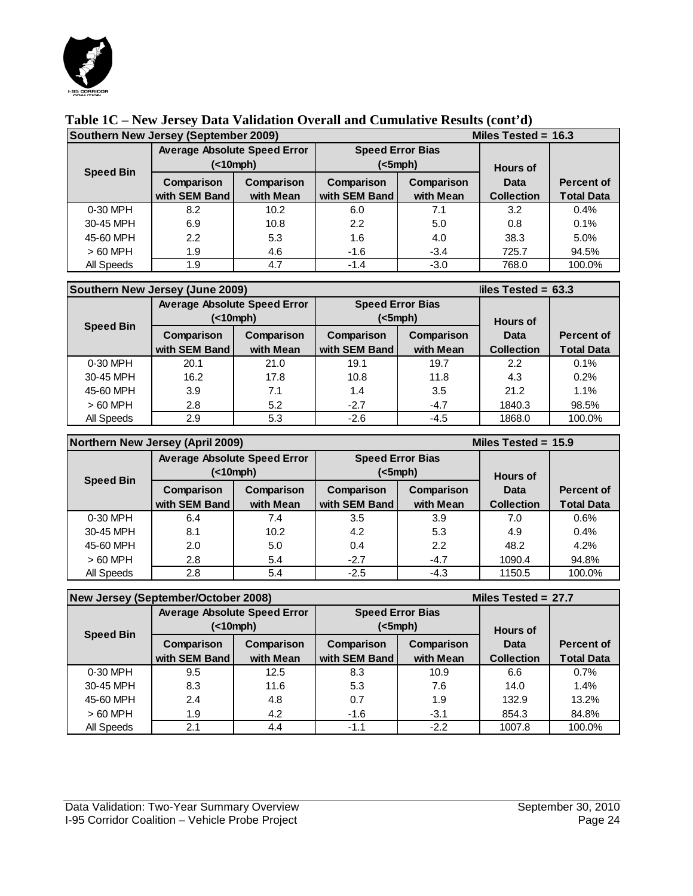## Table 1C – New Jersey Data Validation Overall and Cumulative Results (cont'd)

| Southern New Jersey (September 2009) | | | | | Miles Tested = 16.3 | |
|---|---|---|---|---|---|---|
| Speed Bin | Average Absolute Speed Error (<10mph) | | Speed Error Bias (<5mph) | | Hours of Data Collection | Percent of Total Data |
| | Comparison with SEM Band | Comparison with Mean | Comparison with SEM Band | Comparison with Mean | | |
| 0-30 MPH | 8.2 | 10.2 | 6.0 | 7.1 | 3.2 | 0.4% |
| 30-45 MPH | 6.9 | 10.8 | 2.2 | 5.0 | 0.8 | 0.1% |
| 45-60 MPH | 2.2 | 5.3 | 1.6 | 4.0 | 38.3 | 5.0% |
| > 60 MPH | 1.9 | 4.6 | -1.6 | -3.4 | 725.7 | 94.5% |
| All Speeds | 1.9 | 4.7 | -1.4 | -3.0 | 768.0 | 100.0% |

| Southern New Jersey (June 2009) | | | | | Miles Tested = 63.3 | |
|---|---|---|---|---|---|---|
| Speed Bin | Average Absolute Speed Error (<10mph) | | Speed Error Bias (<5mph) | | Hours of Data Collection | Percent of Total Data |
| | Comparison with SEM Band | Comparison with Mean | Comparison with SEM Band | Comparison with Mean | | |
| 0-30 MPH | 20.1 | 21.0 | 19.1 | 19.7 | 2.2 | 0.1% |
| 30-45 MPH | 16.2 | 17.8 | 10.8 | 11.8 | 4.3 | 0.2% |
| 45-60 MPH | 3.9 | 7.1 | 1.4 | 3.5 | 21.2 | 1.1% |
| > 60 MPH | 2.8 | 5.2 | -2.7 | -4.7 | 1840.3 | 98.5% |
| All Speeds | 2.9 | 5.3 | -2.6 | -4.5 | 1868.0 | 100.0% |

| Northern New Jersey (April 2009) | | | | | Miles Tested = 15.9 | |
|---|---|---|---|---|---|---|
| Speed Bin | Average Absolute Speed Error (<10mph) | | Speed Error Bias (<5mph) | | Hours of Data Collection | Percent of Total Data |
| | Comparison with SEM Band | Comparison with Mean | Comparison with SEM Band | Comparison with Mean | | |
| 0-30 MPH | 6.4 | 7.4 | 3.5 | 3.9 | 7.0 | 0.6% |
| 30-45 MPH | 8.1 | 10.2 | 4.2 | 5.3 | 4.9 | 0.4% |
| 45-60 MPH | 2.0 | 5.0 | 0.4 | 2.2 | 48.2 | 4.2% |
| > 60 MPH | 2.8 | 5.4 | -2.7 | -4.7 | 1090.4 | 94.8% |
| All Speeds | 2.8 | 5.4 | -2.5 | -4.3 | 1150.5 | 100.0% |

| New Jersey (September/October 2008) | | | | | Miles Tested = 27.7 | |
|---|---|---|---|---|---|---|
| Speed Bin | Average Absolute Speed Error (<10mph) | | Speed Error Bias (<5mph) | | Hours of Data Collection | Percent of Total Data |
| | Comparison with SEM Band | Comparison with Mean | Comparison with SEM Band | Comparison with Mean | | |
| 0-30 MPH | 9.5 | 12.5 | 8.3 | 10.9 | 6.6 | 0.7% |
| 30-45 MPH | 8.3 | 11.6 | 5.3 | 7.6 | 14.0 | 1.4% |
| 45-60 MPH | 2.4 | 4.8 | 0.7 | 1.9 | 132.9 | 13.2% |
| > 60 MPH | 1.9 | 4.2 | -1.6 | -3.1 | 854.3 | 84.8% |
| All Speeds | 2.1 | 4.4 | -1.1 | -2.2 | 1007.8 | 100.0% |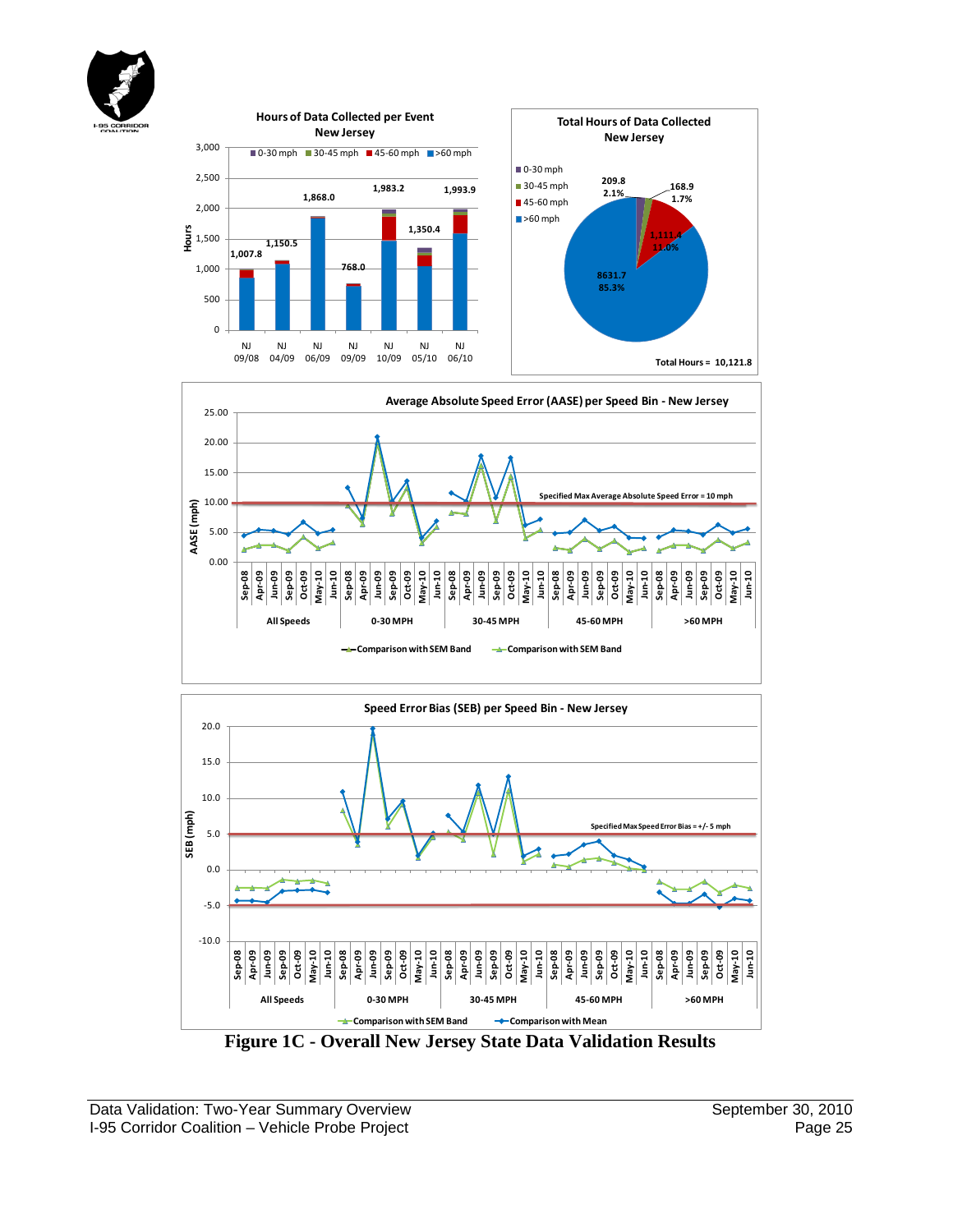**Hours of Data Collected per Event New Jersey**

| Event | Hours |
|---|---|
| NJ 09/08 | 1,007.8 |
| NJ 04/09 | 1,150.5 |
| NJ 06/09 | 1,868.0 |
| NJ 09/09 | 768.0 |
| NJ 10/09 | 1,983.2 |
| NJ 05/10 | 1,350.4 |
| NJ 06/10 | 1,993.9 |

**Total Hours of Data Collected New Jersey**

| Speed Bin | Hours | Percent |
|---|---|---|
| 0-30 mph | 209.8 | 2.1% |
| 30-45 mph | 168.9 | 1.7% |
| 45-60 mph | 1,111.4 | 11.0% |
| >60 mph | 8631.7 | 85.3% |

Total Hours = 10,121.8

**Average Absolute Speed Error (AASE) per Speed Bin - New Jersey**

Specified Max Average Absolute Speed Error = 10 mph

**Speed Error Bias (SEB) per Speed Bin - New Jersey**

Specified Max Speed Error Bias = +/- 5 mph

**Figure 1C - Overall New Jersey State Data Validation Results**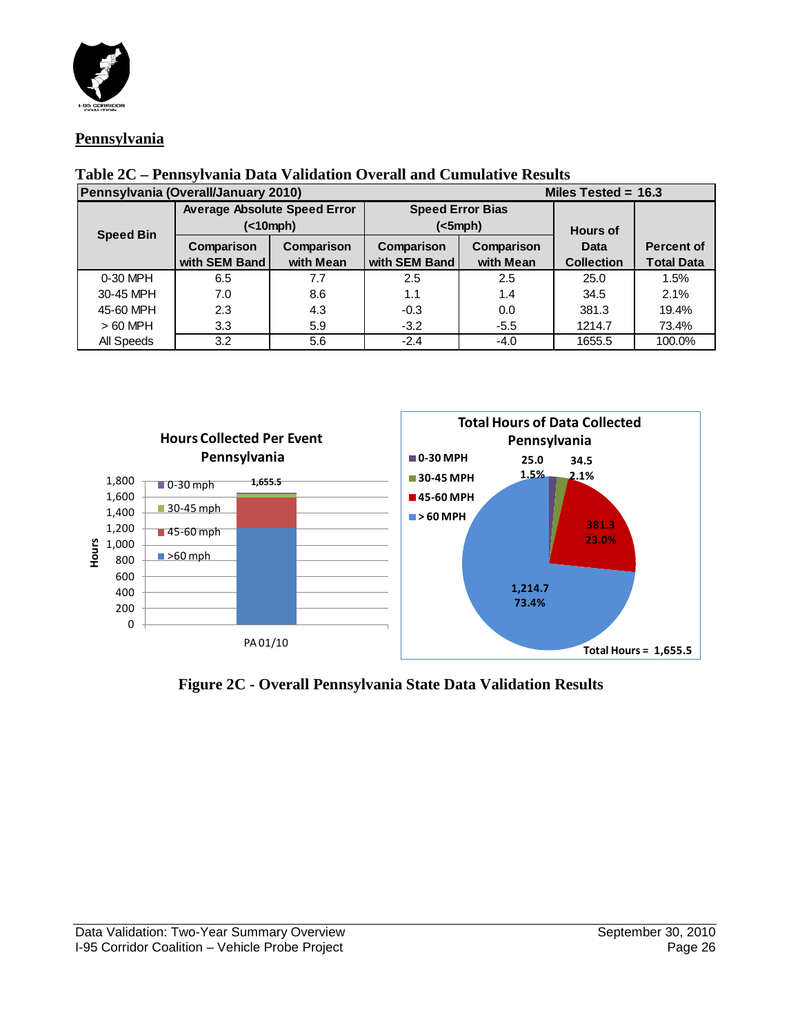## Pennsylvania

**Table 2C – Pennsylvania Data Validation Overall and Cumulative Results**

| Pennsylvania (Overall/January 2010) | | | | | Miles Tested = 16.3 | |
|---|---|---|---|---|---|---|
| Speed Bin | Average Absolute Speed Error (<10mph) | | Speed Error Bias (<5mph) | | Hours of Data Collection | Percent of Total Data |
| | Comparison with SEM Band | Comparison with Mean | Comparison with SEM Band | Comparison with Mean | | |
| 0-30 MPH | 6.5 | 7.7 | 2.5 | 2.5 | 25.0 | 1.5% |
| 30-45 MPH | 7.0 | 8.6 | 1.1 | 1.4 | 34.5 | 2.1% |
| 45-60 MPH | 2.3 | 4.3 | -0.3 | 0.0 | 381.3 | 19.4% |
| > 60 MPH | 3.3 | 5.9 | -3.2 | -5.5 | 1214.7 | 73.4% |
| All Speeds | 3.2 | 5.6 | -2.4 | -4.0 | 1655.5 | 100.0% |

**Figure 2C - Overall Pennsylvania State Data Validation Results**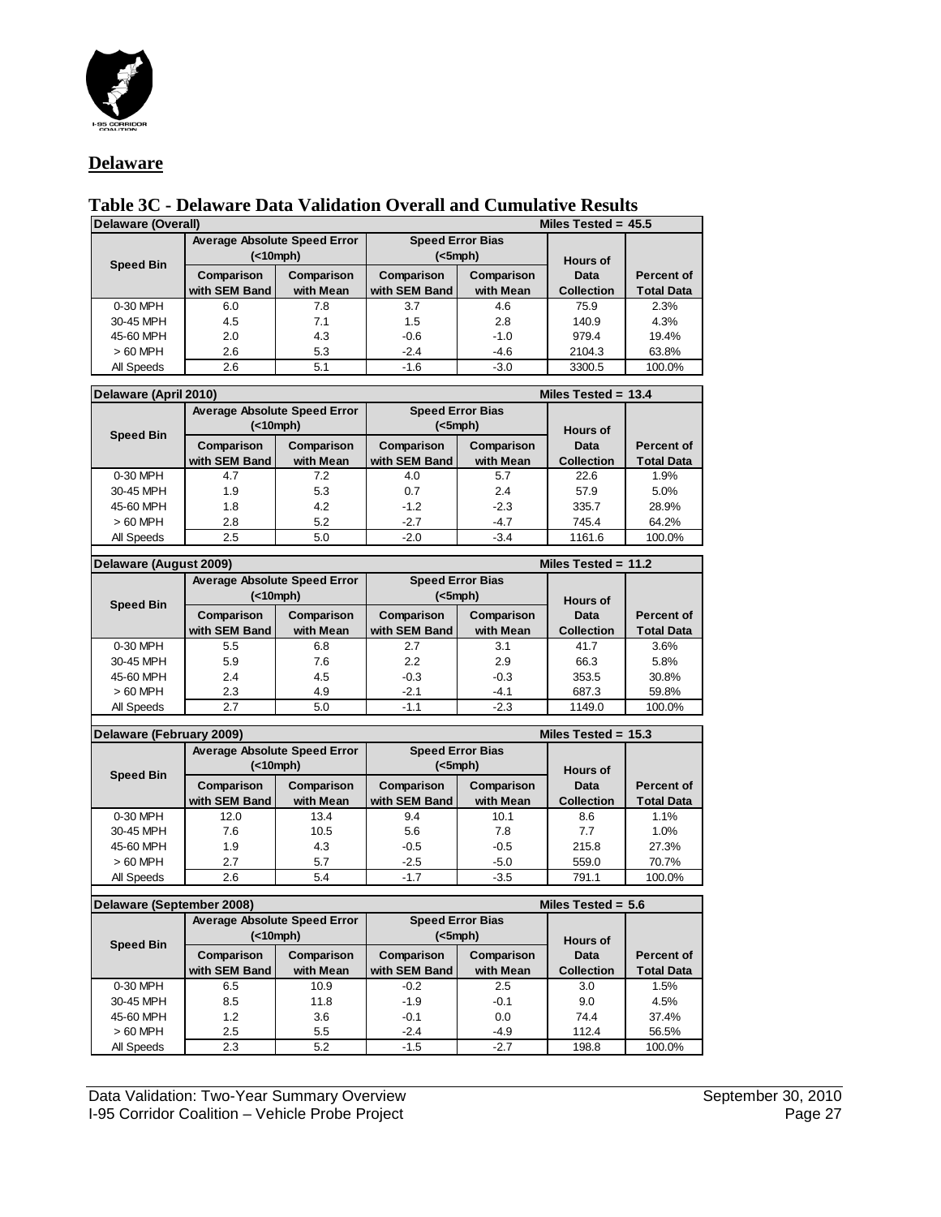## Delaware

### Table 3C - Delaware Data Validation Overall and Cumulative Results

| Delaware (Overall) | | | | | Miles Tested = 45.5 | |
|---|---|---|---|---|---|---|
| Speed Bin | Average Absolute Speed Error (<10mph) | | Speed Error Bias (<5mph) | | Hours of Data Collection | Percent of Total Data |
| | Comparison with SEM Band | Comparison with Mean | Comparison with SEM Band | Comparison with Mean | | |
| 0-30 MPH | 6.0 | 7.8 | 3.7 | 4.6 | 75.9 | 2.3% |
| 30-45 MPH | 4.5 | 7.1 | 1.5 | 2.8 | 140.9 | 4.3% |
| 45-60 MPH | 2.0 | 4.3 | -0.6 | -1.0 | 979.4 | 19.4% |
| > 60 MPH | 2.6 | 5.3 | -2.4 | -4.6 | 2104.3 | 63.8% |
| All Speeds | 2.6 | 5.1 | -1.6 | -3.0 | 3300.5 | 100.0% |

| Delaware (April 2010) | | | | | Miles Tested = 13.4 | |
|---|---|---|---|---|---|---|
| Speed Bin | Average Absolute Speed Error (<10mph) | | Speed Error Bias (<5mph) | | Hours of Data Collection | Percent of Total Data |
| | Comparison with SEM Band | Comparison with Mean | Comparison with SEM Band | Comparison with Mean | | |
| 0-30 MPH | 4.7 | 7.2 | 4.0 | 5.7 | 22.6 | 1.9% |
| 30-45 MPH | 1.9 | 5.3 | 0.7 | 2.4 | 57.9 | 5.0% |
| 45-60 MPH | 1.8 | 4.2 | -1.2 | -2.3 | 335.7 | 28.9% |
| > 60 MPH | 2.8 | 5.2 | -2.7 | -4.7 | 745.4 | 64.2% |
| All Speeds | 2.5 | 5.0 | -2.0 | -3.4 | 1161.6 | 100.0% |

| Delaware (August 2009) | | | | | Miles Tested = 11.2 | |
|---|---|---|---|---|---|---|
| Speed Bin | Average Absolute Speed Error (<10mph) | | Speed Error Bias (<5mph) | | Hours of Data Collection | Percent of Total Data |
| | Comparison with SEM Band | Comparison with Mean | Comparison with SEM Band | Comparison with Mean | | |
| 0-30 MPH | 5.5 | 6.8 | 2.7 | 3.1 | 41.7 | 3.6% |
| 30-45 MPH | 5.9 | 7.6 | 2.2 | 2.9 | 66.3 | 5.8% |
| 45-60 MPH | 2.4 | 4.5 | -0.3 | -0.3 | 353.5 | 30.8% |
| > 60 MPH | 2.3 | 4.9 | -2.1 | -4.1 | 687.3 | 59.8% |
| All Speeds | 2.7 | 5.0 | -1.1 | -2.3 | 1149.0 | 100.0% |

| Delaware (February 2009) | | | | | Miles Tested = 15.3 | |
|---|---|---|---|---|---|---|
| Speed Bin | Average Absolute Speed Error (<10mph) | | Speed Error Bias (<5mph) | | Hours of Data Collection | Percent of Total Data |
| | Comparison with SEM Band | Comparison with Mean | Comparison with SEM Band | Comparison with Mean | | |
| 0-30 MPH | 12.0 | 13.4 | 9.4 | 10.1 | 8.6 | 1.1% |
| 30-45 MPH | 7.6 | 10.5 | 5.6 | 7.8 | 7.7 | 1.0% |
| 45-60 MPH | 1.9 | 4.3 | -0.5 | -0.5 | 215.8 | 27.3% |
| > 60 MPH | 2.7 | 5.7 | -2.5 | -5.0 | 559.0 | 70.7% |
| All Speeds | 2.6 | 5.4 | -1.7 | -3.5 | 791.1 | 100.0% |

| Delaware (September 2008) | | | | | Miles Tested = 5.6 | |
|---|---|---|---|---|---|---|
| Speed Bin | Average Absolute Speed Error (<10mph) | | Speed Error Bias (<5mph) | | Hours of Data Collection | Percent of Total Data |
| | Comparison with SEM Band | Comparison with Mean | Comparison with SEM Band | Comparison with Mean | | |
| 0-30 MPH | 6.5 | 10.9 | -0.2 | 2.5 | 3.0 | 1.5% |
| 30-45 MPH | 8.5 | 11.8 | -1.9 | -0.1 | 9.0 | 4.5% |
| 45-60 MPH | 1.2 | 3.6 | -0.1 | 0.0 | 74.4 | 37.4% |
| > 60 MPH | 2.5 | 5.5 | -2.4 | -4.9 | 112.4 | 56.5% |
| All Speeds | 2.3 | 5.2 | -1.5 | -2.7 | 198.8 | 100.0% |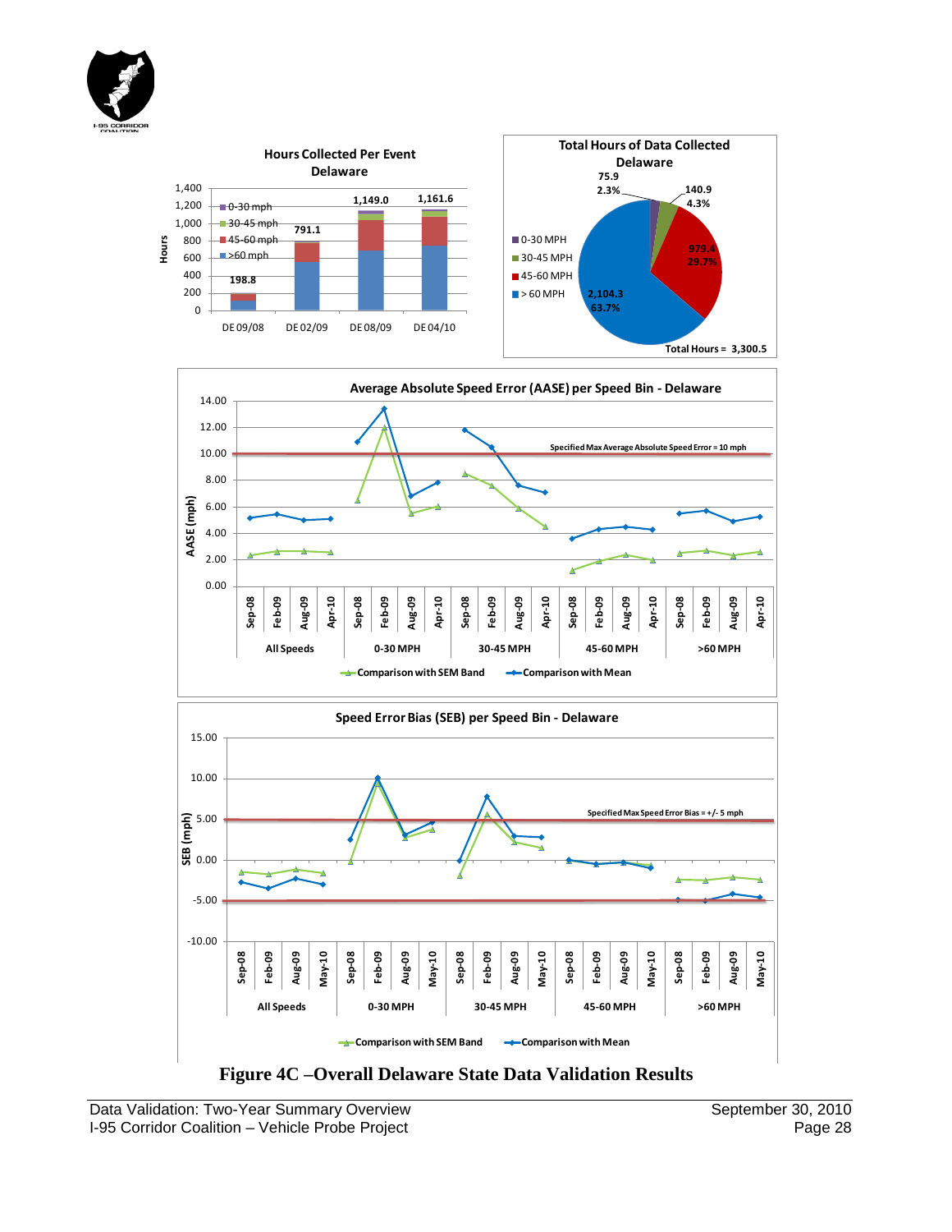**Hours Collected Per Event Delaware**

| Event | Hours |
|---|---|
| DE 09/08 | 198.8 |
| DE 02/09 | 791.1 |
| DE 08/09 | 1,149.0 |
| DE 04/10 | 1,161.6 |

**Total Hours of Data Collected Delaware**

| Speed Bin | Hours | Percent |
|---|---|---|
| 0-30 MPH | 75.9 | 2.3% |
| 30-45 MPH | 140.9 | 4.3% |
| 45-60 MPH | 979.4 | 29.7% |
| > 60 MPH | 2,104.3 | 63.7% |

Total Hours = 3,300.5

**Average Absolute Speed Error (AASE) per Speed Bin - Delaware**

Specified Max Average Absolute Speed Error = 10 mph

Legend: Comparison with SEM Band; Comparison with Mean

Speed bins: All Speeds, 0-30 MPH, 30-45 MPH, 45-60 MPH, >60 MPH (Sep-08, Feb-09, Aug-09, Apr-10)

**Speed Error Bias (SEB) per Speed Bin - Delaware**

Specified Max Speed Error Bias = +/- 5 mph

Legend: Comparison with SEM Band; Comparison with Mean

Speed bins: All Speeds, 0-30 MPH, 30-45 MPH, 45-60 MPH, >60 MPH (Sep-08, Feb-09, Aug-09, May-10)

**Figure 4C –Overall Delaware State Data Validation Results**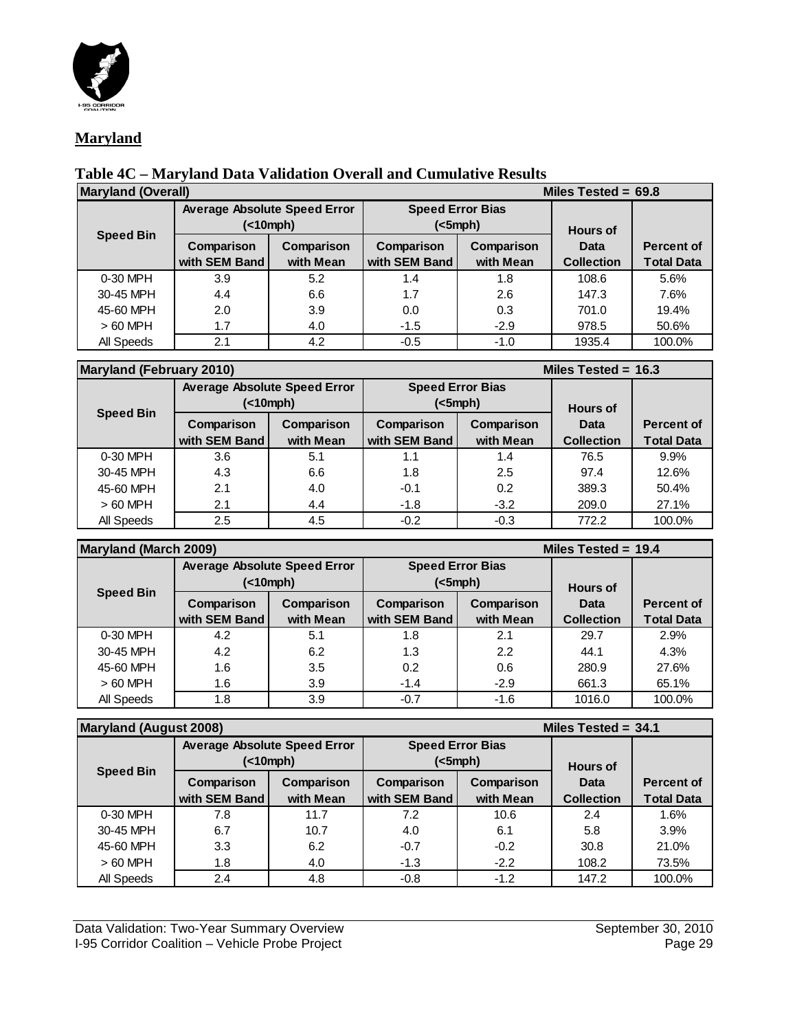**Maryland**

**Table 4C – Maryland Data Validation Overall and Cumulative Results**

| **Maryland (Overall)** | | | | | **Miles Tested = 69.8** | |
|---|---|---|---|---|---|---|
| **Speed Bin** | **Average Absolute Speed Error (<10mph)** | | **Speed Error Bias (<5mph)** | | **Hours of Data Collection** | **Percent of Total Data** |
| | **Comparison with SEM Band** | **Comparison with Mean** | **Comparison with SEM Band** | **Comparison with Mean** | | |
| 0-30 MPH | 3.9 | 5.2 | 1.4 | 1.8 | 108.6 | 5.6% |
| 30-45 MPH | 4.4 | 6.6 | 1.7 | 2.6 | 147.3 | 7.6% |
| 45-60 MPH | 2.0 | 3.9 | 0.0 | 0.3 | 701.0 | 19.4% |
| > 60 MPH | 1.7 | 4.0 | -1.5 | -2.9 | 978.5 | 50.6% |
| All Speeds | 2.1 | 4.2 | -0.5 | -1.0 | 1935.4 | 100.0% |

| **Maryland (February 2010)** | | | | | **Miles Tested = 16.3** | |
|---|---|---|---|---|---|---|
| **Speed Bin** | **Average Absolute Speed Error (<10mph)** | | **Speed Error Bias (<5mph)** | | **Hours of Data Collection** | **Percent of Total Data** |
| | **Comparison with SEM Band** | **Comparison with Mean** | **Comparison with SEM Band** | **Comparison with Mean** | | |
| 0-30 MPH | 3.6 | 5.1 | 1.1 | 1.4 | 76.5 | 9.9% |
| 30-45 MPH | 4.3 | 6.6 | 1.8 | 2.5 | 97.4 | 12.6% |
| 45-60 MPH | 2.1 | 4.0 | -0.1 | 0.2 | 389.3 | 50.4% |
| > 60 MPH | 2.1 | 4.4 | -1.8 | -3.2 | 209.0 | 27.1% |
| All Speeds | 2.5 | 4.5 | -0.2 | -0.3 | 772.2 | 100.0% |

| **Maryland (March 2009)** | | | | | **Miles Tested = 19.4** | |
|---|---|---|---|---|---|---|
| **Speed Bin** | **Average Absolute Speed Error (<10mph)** | | **Speed Error Bias (<5mph)** | | **Hours of Data Collection** | **Percent of Total Data** |
| | **Comparison with SEM Band** | **Comparison with Mean** | **Comparison with SEM Band** | **Comparison with Mean** | | |
| 0-30 MPH | 4.2 | 5.1 | 1.8 | 2.1 | 29.7 | 2.9% |
| 30-45 MPH | 4.2 | 6.2 | 1.3 | 2.2 | 44.1 | 4.3% |
| 45-60 MPH | 1.6 | 3.5 | 0.2 | 0.6 | 280.9 | 27.6% |
| > 60 MPH | 1.6 | 3.9 | -1.4 | -2.9 | 661.3 | 65.1% |
| All Speeds | 1.8 | 3.9 | -0.7 | -1.6 | 1016.0 | 100.0% |

| **Maryland (August 2008)** | | | | | **Miles Tested = 34.1** | |
|---|---|---|---|---|---|---|
| **Speed Bin** | **Average Absolute Speed Error (<10mph)** | | **Speed Error Bias (<5mph)** | | **Hours of Data Collection** | **Percent of Total Data** |
| | **Comparison with SEM Band** | **Comparison with Mean** | **Comparison with SEM Band** | **Comparison with Mean** | | |
| 0-30 MPH | 7.8 | 11.7 | 7.2 | 10.6 | 2.4 | 1.6% |
| 30-45 MPH | 6.7 | 10.7 | 4.0 | 6.1 | 5.8 | 3.9% |
| 45-60 MPH | 3.3 | 6.2 | -0.7 | -0.2 | 30.8 | 21.0% |
| > 60 MPH | 1.8 | 4.0 | -1.3 | -2.2 | 108.2 | 73.5% |
| All Speeds | 2.4 | 4.8 | -0.8 | -1.2 | 147.2 | 100.0% |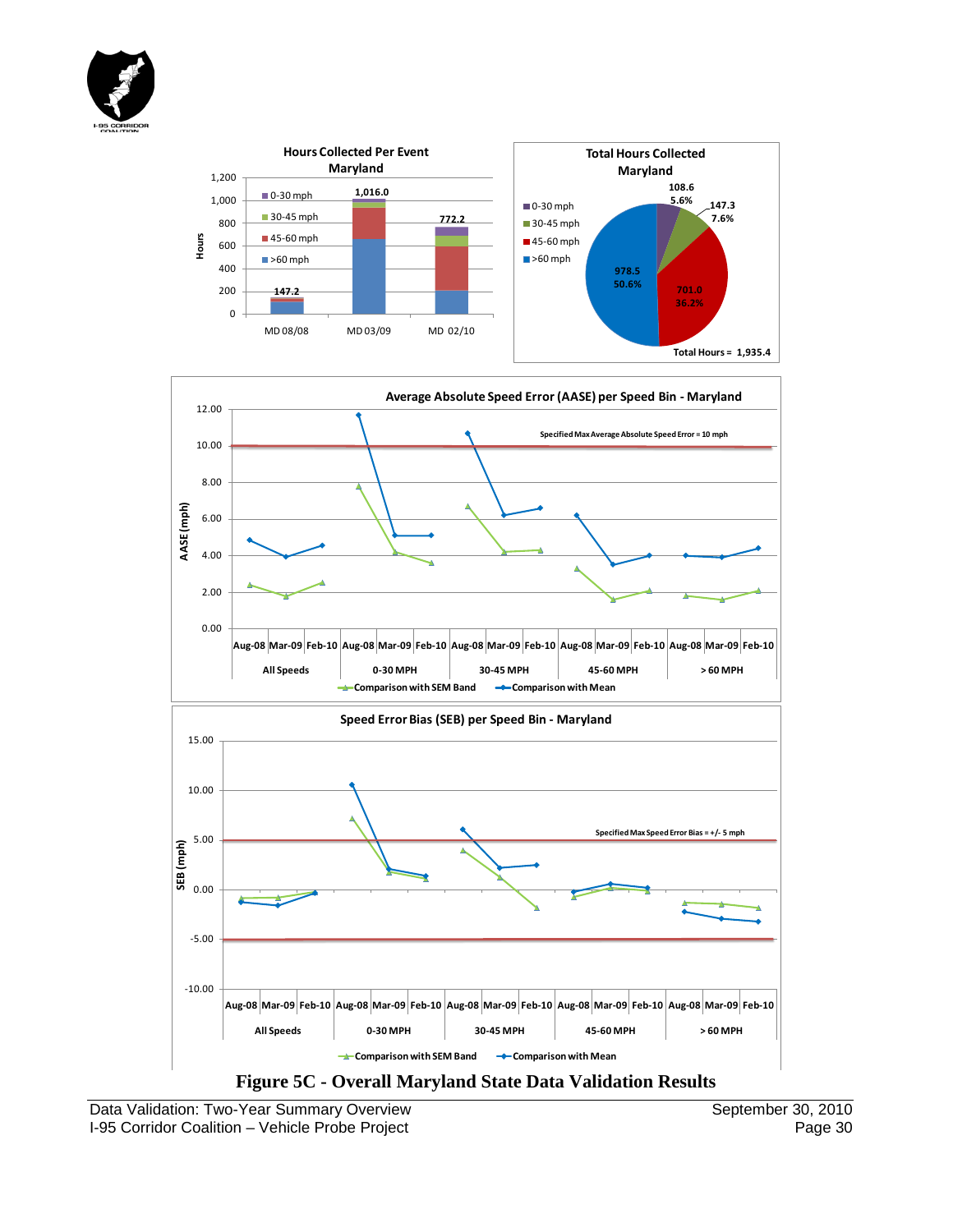**Hours Collected Per Event Maryland**

| Event | Hours |
|---|---|
| MD 08/08 | 147.2 |
| MD 03/09 | 1,016.0 |
| MD 02/10 | 772.2 |

**Total Hours Collected Maryland**

| Speed Bin | Hours | Percent |
|---|---|---|
| 0-30 mph | 108.6 | 5.6% |
| 30-45 mph | 147.3 | 7.6% |
| 45-60 mph | 701.0 | 36.2% |
| >60 mph | 978.5 | 50.6% |

Total Hours = 1,935.4

**Average Absolute Speed Error (AASE) per Speed Bin - Maryland**

Specified Max Average Absolute Speed Error = 10 mph

Comparison with SEM Band; Comparison with Mean

**Speed Error Bias (SEB) per Speed Bin - Maryland**

Specified Max Speed Error Bias = +/- 5 mph

Comparison with SEM Band; Comparison with Mean

**Figure 5C - Overall Maryland State Data Validation Results**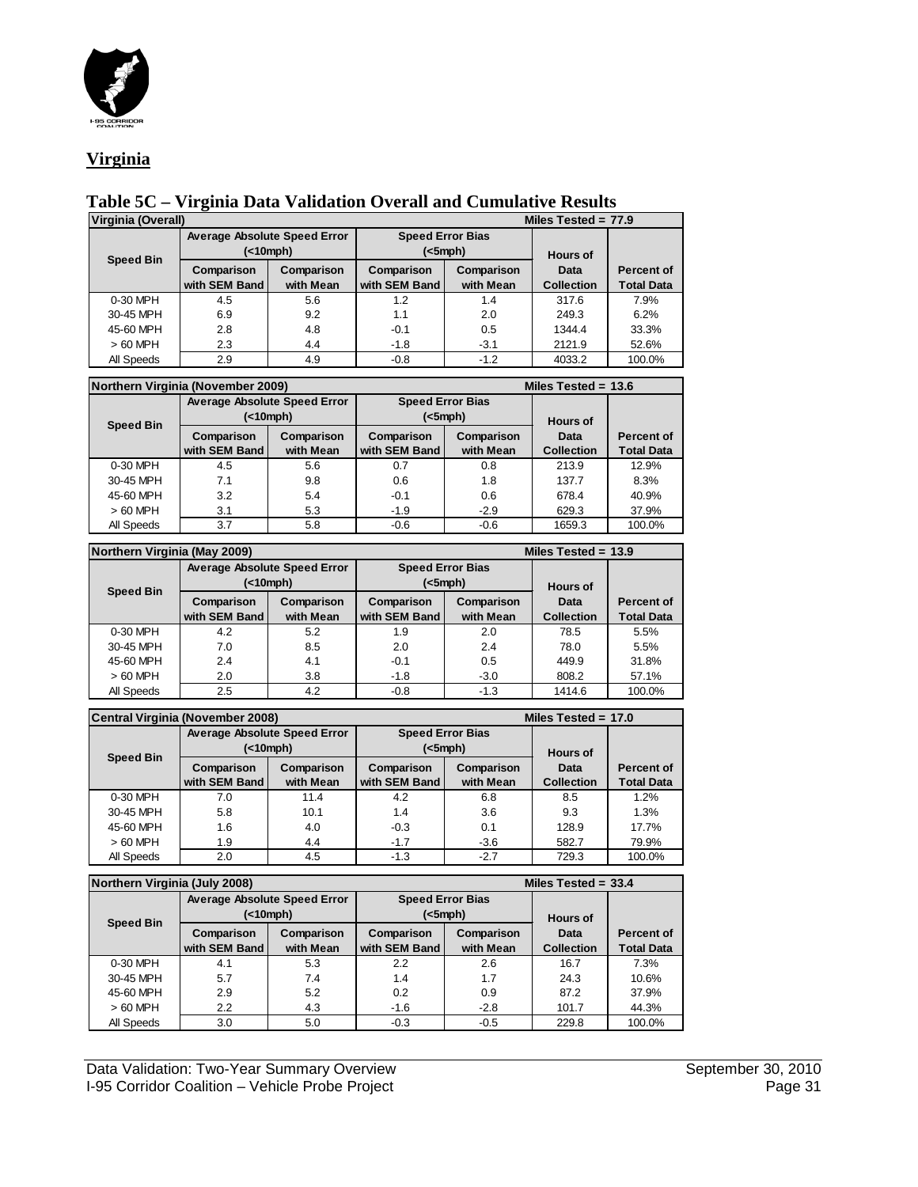## Virginia

### Table 5C – Virginia Data Validation Overall and Cumulative Results

| Virginia (Overall) | | | | | Miles Tested = 77.9 | |
|---|---|---|---|---|---|---|
| Speed Bin | Average Absolute Speed Error (<10mph) | | Speed Error Bias (<5mph) | | Hours of Data Collection | Percent of Total Data |
| | Comparison with SEM Band | Comparison with Mean | Comparison with SEM Band | Comparison with Mean | | |
| 0-30 MPH | 4.5 | 5.6 | 1.2 | 1.4 | 317.6 | 7.9% |
| 30-45 MPH | 6.9 | 9.2 | 1.1 | 2.0 | 249.3 | 6.2% |
| 45-60 MPH | 2.8 | 4.8 | -0.1 | 0.5 | 1344.4 | 33.3% |
| > 60 MPH | 2.3 | 4.4 | -1.8 | -3.1 | 2121.9 | 52.6% |
| All Speeds | 2.9 | 4.9 | -0.8 | -1.2 | 4033.2 | 100.0% |

| Northern Virginia (November 2009) | | | | | Miles Tested = 13.6 | |
|---|---|---|---|---|---|---|
| Speed Bin | Average Absolute Speed Error (<10mph) | | Speed Error Bias (<5mph) | | Hours of Data Collection | Percent of Total Data |
| | Comparison with SEM Band | Comparison with Mean | Comparison with SEM Band | Comparison with Mean | | |
| 0-30 MPH | 4.5 | 5.6 | 0.7 | 0.8 | 213.9 | 12.9% |
| 30-45 MPH | 7.1 | 9.8 | 0.6 | 1.8 | 137.7 | 8.3% |
| 45-60 MPH | 3.2 | 5.4 | -0.1 | 0.6 | 678.4 | 40.9% |
| > 60 MPH | 3.1 | 5.3 | -1.9 | -2.9 | 629.3 | 37.9% |
| All Speeds | 3.7 | 5.8 | -0.6 | -0.6 | 1659.3 | 100.0% |

| Northern Virginia (May 2009) | | | | | Miles Tested = 13.9 | |
|---|---|---|---|---|---|---|
| Speed Bin | Average Absolute Speed Error (<10mph) | | Speed Error Bias (<5mph) | | Hours of Data Collection | Percent of Total Data |
| | Comparison with SEM Band | Comparison with Mean | Comparison with SEM Band | Comparison with Mean | | |
| 0-30 MPH | 4.2 | 5.2 | 1.9 | 2.0 | 78.5 | 5.5% |
| 30-45 MPH | 7.0 | 8.5 | 2.0 | 2.4 | 78.0 | 5.5% |
| 45-60 MPH | 2.4 | 4.1 | -0.1 | 0.5 | 449.9 | 31.8% |
| > 60 MPH | 2.0 | 3.8 | -1.8 | -3.0 | 808.2 | 57.1% |
| All Speeds | 2.5 | 4.2 | -0.8 | -1.3 | 1414.6 | 100.0% |

| Central Virginia (November 2008) | | | | | Miles Tested = 17.0 | |
|---|---|---|---|---|---|---|
| Speed Bin | Average Absolute Speed Error (<10mph) | | Speed Error Bias (<5mph) | | Hours of Data Collection | Percent of Total Data |
| | Comparison with SEM Band | Comparison with Mean | Comparison with SEM Band | Comparison with Mean | | |
| 0-30 MPH | 7.0 | 11.4 | 4.2 | 6.8 | 8.5 | 1.2% |
| 30-45 MPH | 5.8 | 10.1 | 1.4 | 3.6 | 9.3 | 1.3% |
| 45-60 MPH | 1.6 | 4.0 | -0.3 | 0.1 | 128.9 | 17.7% |
| > 60 MPH | 1.9 | 4.4 | -1.7 | -3.6 | 582.7 | 79.9% |
| All Speeds | 2.0 | 4.5 | -1.3 | -2.7 | 729.3 | 100.0% |

| Northern Virginia (July 2008) | | | | | Miles Tested = 33.4 | |
|---|---|---|---|---|---|---|
| Speed Bin | Average Absolute Speed Error (<10mph) | | Speed Error Bias (<5mph) | | Hours of Data Collection | Percent of Total Data |
| | Comparison with SEM Band | Comparison with Mean | Comparison with SEM Band | Comparison with Mean | | |
| 0-30 MPH | 4.1 | 5.3 | 2.2 | 2.6 | 16.7 | 7.3% |
| 30-45 MPH | 5.7 | 7.4 | 1.4 | 1.7 | 24.3 | 10.6% |
| 45-60 MPH | 2.9 | 5.2 | 0.2 | 0.9 | 87.2 | 37.9% |
| > 60 MPH | 2.2 | 4.3 | -1.6 | -2.8 | 101.7 | 44.3% |
| All Speeds | 3.0 | 5.0 | -0.3 | -0.5 | 229.8 | 100.0% |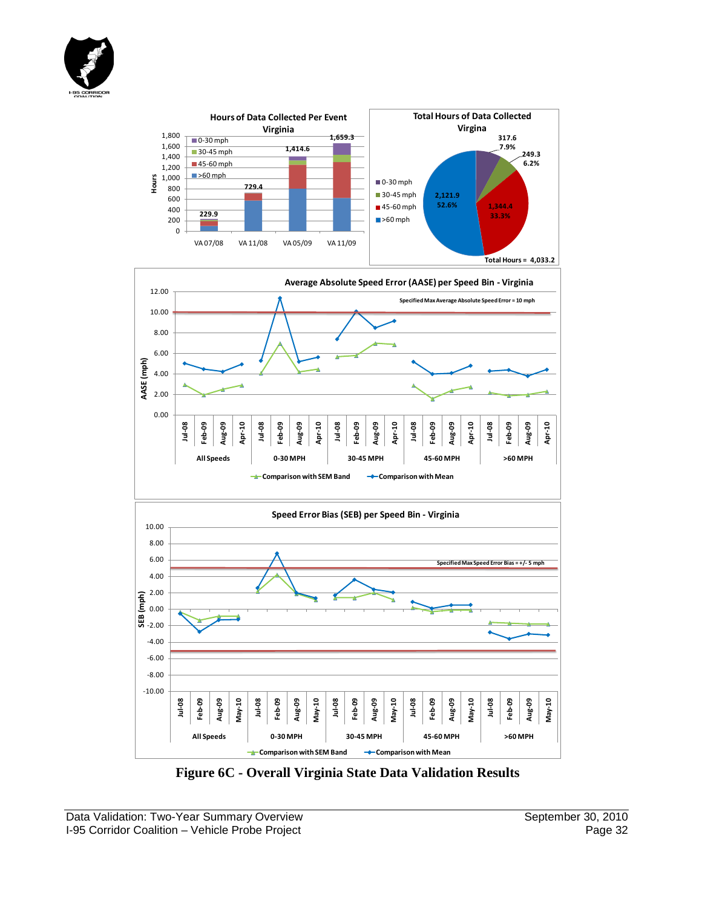**Hours of Data Collected Per Event**
**Virginia**

| Event | Total Hours |
|---|---|
| VA 07/08 | 229.9 |
| VA 11/08 | 729.4 |
| VA 05/09 | 1,414.6 |
| VA 11/09 | 1,659.3 |

Legend: 0-30 mph, 30-45 mph, 45-60 mph, >60 mph

**Total Hours of Data Collected**
**Virgina**

| Speed Bin | Hours | Percent |
|---|---|---|
| 0-30 mph | 317.6 | 7.9% |
| 30-45 mph | 249.3 | 6.2% |
| 45-60 mph | 1,344.4 | 33.3% |
| >60 mph | 2,121.9 | 52.6% |

Total Hours = 4,033.2

**Average Absolute Speed Error (AASE) per Speed Bin - Virginia**

Specified Max Average Absolute Speed Error = 10 mph

Y-axis: AASE (mph); X-axis groups: All Speeds, 0-30 MPH, 30-45 MPH, 45-60 MPH, >60 MPH (Jul-08, Feb-09, Aug-09, Apr-10)

Legend: Comparison with SEM Band; Comparison with Mean

**Speed Error Bias (SEB) per Speed Bin - Virginia**

Specified Max Speed Error Bias = +/- 5 mph

Y-axis: SEB (mph); X-axis groups: All Speeds, 0-30 MPH, 30-45 MPH, 45-60 MPH, >60 MPH (Jul-08, Feb-09, Aug-09, May-10)

Legend: Comparison with SEM Band; Comparison with Mean

**Figure 6C - Overall Virginia State Data Validation Results**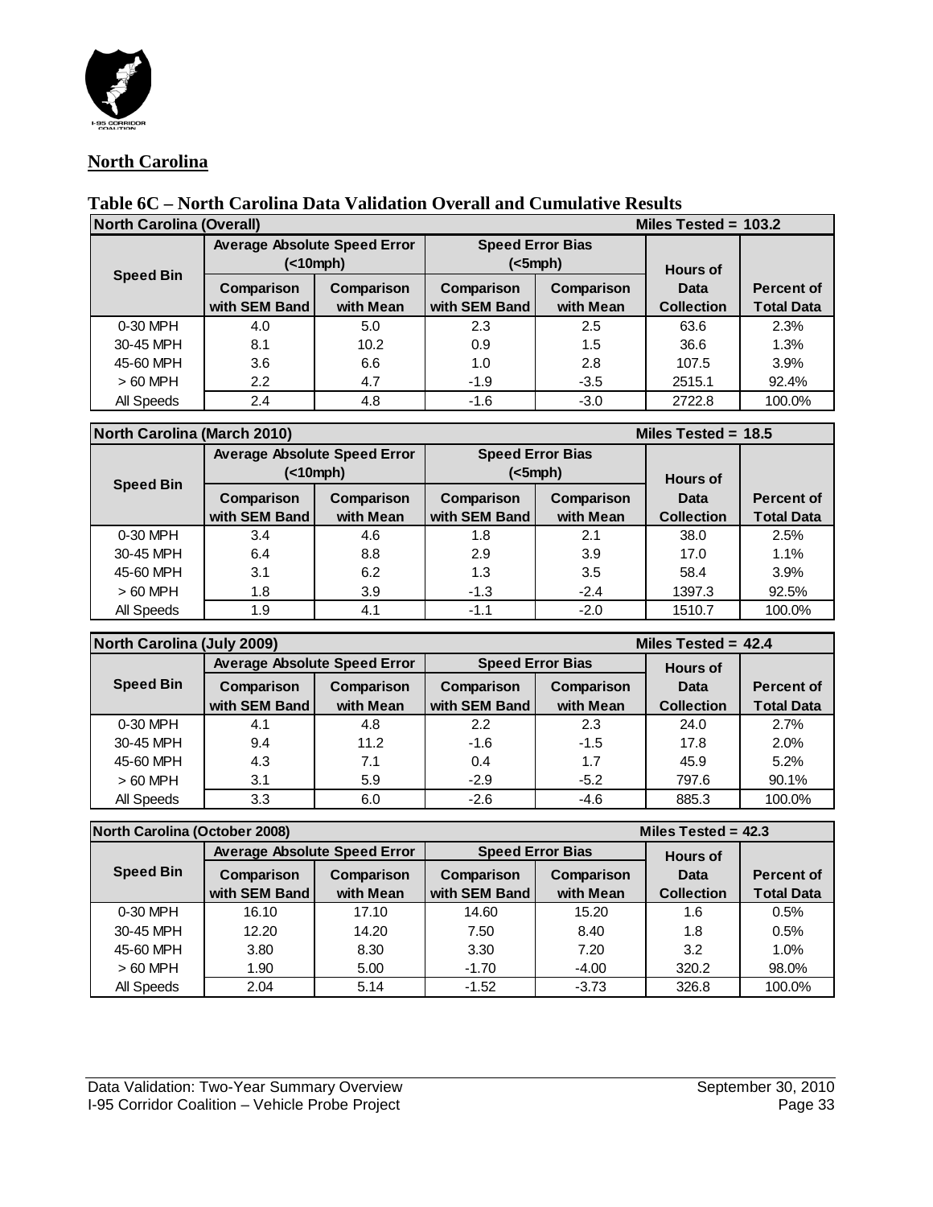## North Carolina

### Table 6C – North Carolina Data Validation Overall and Cumulative Results

| North Carolina (Overall) | | | | | Miles Tested = 103.2 | |
|---|---|---|---|---|---|---|
| Speed Bin | Average Absolute Speed Error (<10mph) | | Speed Error Bias (<5mph) | | Hours of Data Collection | Percent of Total Data |
| | Comparison with SEM Band | Comparison with Mean | Comparison with SEM Band | Comparison with Mean | | |
| 0-30 MPH | 4.0 | 5.0 | 2.3 | 2.5 | 63.6 | 2.3% |
| 30-45 MPH | 8.1 | 10.2 | 0.9 | 1.5 | 36.6 | 1.3% |
| 45-60 MPH | 3.6 | 6.6 | 1.0 | 2.8 | 107.5 | 3.9% |
| > 60 MPH | 2.2 | 4.7 | -1.9 | -3.5 | 2515.1 | 92.4% |
| All Speeds | 2.4 | 4.8 | -1.6 | -3.0 | 2722.8 | 100.0% |

| North Carolina (March 2010) | | | | | Miles Tested = 18.5 | |
|---|---|---|---|---|---|---|
| Speed Bin | Average Absolute Speed Error (<10mph) | | Speed Error Bias (<5mph) | | Hours of Data Collection | Percent of Total Data |
| | Comparison with SEM Band | Comparison with Mean | Comparison with SEM Band | Comparison with Mean | | |
| 0-30 MPH | 3.4 | 4.6 | 1.8 | 2.1 | 38.0 | 2.5% |
| 30-45 MPH | 6.4 | 8.8 | 2.9 | 3.9 | 17.0 | 1.1% |
| 45-60 MPH | 3.1 | 6.2 | 1.3 | 3.5 | 58.4 | 3.9% |
| > 60 MPH | 1.8 | 3.9 | -1.3 | -2.4 | 1397.3 | 92.5% |
| All Speeds | 1.9 | 4.1 | -1.1 | -2.0 | 1510.7 | 100.0% |

| North Carolina (July 2009) | | | | | Miles Tested = 42.4 | |
|---|---|---|---|---|---|---|
| Speed Bin | Average Absolute Speed Error | | Speed Error Bias | | Hours of Data Collection | Percent of Total Data |
| | Comparison with SEM Band | Comparison with Mean | Comparison with SEM Band | Comparison with Mean | | |
| 0-30 MPH | 4.1 | 4.8 | 2.2 | 2.3 | 24.0 | 2.7% |
| 30-45 MPH | 9.4 | 11.2 | -1.6 | -1.5 | 17.8 | 2.0% |
| 45-60 MPH | 4.3 | 7.1 | 0.4 | 1.7 | 45.9 | 5.2% |
| > 60 MPH | 3.1 | 5.9 | -2.9 | -5.2 | 797.6 | 90.1% |
| All Speeds | 3.3 | 6.0 | -2.6 | -4.6 | 885.3 | 100.0% |

| North Carolina (October 2008) | | | | | Miles Tested = 42.3 | |
|---|---|---|---|---|---|---|
| Speed Bin | Average Absolute Speed Error | | Speed Error Bias | | Hours of Data Collection | Percent of Total Data |
| | Comparison with SEM Band | Comparison with Mean | Comparison with SEM Band | Comparison with Mean | | |
| 0-30 MPH | 16.10 | 17.10 | 14.60 | 15.20 | 1.6 | 0.5% |
| 30-45 MPH | 12.20 | 14.20 | 7.50 | 8.40 | 1.8 | 0.5% |
| 45-60 MPH | 3.80 | 8.30 | 3.30 | 7.20 | 3.2 | 1.0% |
| > 60 MPH | 1.90 | 5.00 | -1.70 | -4.00 | 320.2 | 98.0% |
| All Speeds | 2.04 | 5.14 | -1.52 | -3.73 | 326.8 | 100.0% |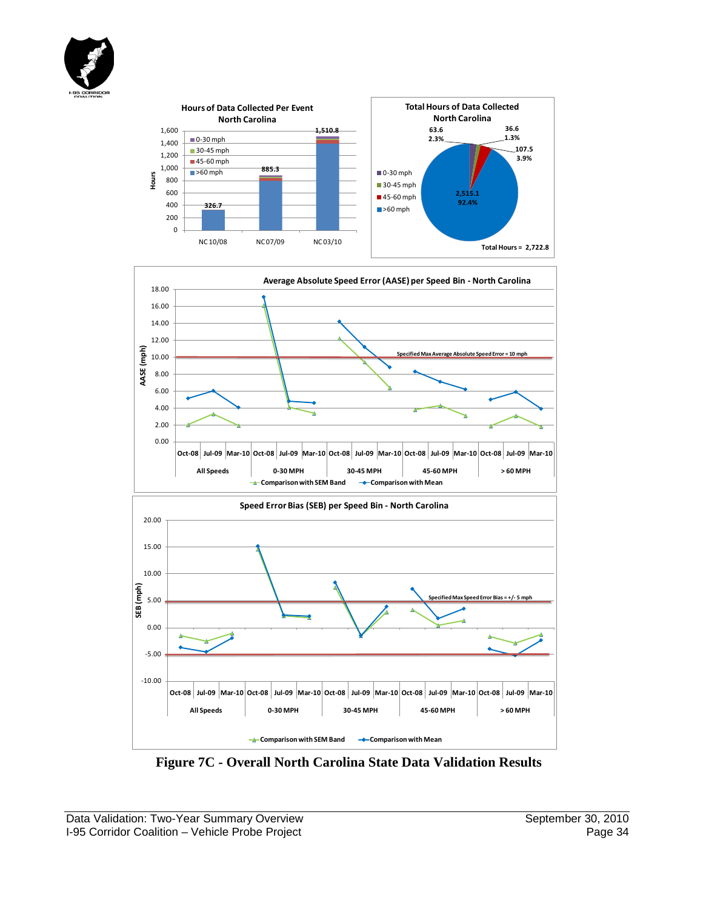Hours of Data Collected Per Event
North Carolina

1,600
1,400
1,200
1,000
800
600
400
200
0

Hours

0-30 mph
30-45 mph
45-60 mph
>60 mph

326.7
885.3
1,510.8

NC 10/08
NC 07/09
NC 03/10

Total Hours of Data Collected
North Carolina

63.6
2.3%

36.6
1.3%

107.5
3.9%

2,515.1
92.4%

0-30 mph
30-45 mph
45-60 mph
>60 mph

Total Hours = 2,722.8

Average Absolute Speed Error (AASE) per Speed Bin - North Carolina

AASE (mph)

18.00
16.00
14.00
12.00
10.00
8.00
6.00
4.00
2.00
0.00

Specified Max Average Absolute Speed Error = 10 mph

Oct-08 Jul-09 Mar-10 Oct-08 Jul-09 Mar-10 Oct-08 Jul-09 Mar-10 Oct-08 Jul-09 Mar-10 Oct-08 Jul-09 Mar-10

All Speeds
0-30 MPH
30-45 MPH
45-60 MPH
> 60 MPH

Comparison with SEM Band
Comparison with Mean

Speed Error Bias (SEB) per Speed Bin - North Carolina

SEB (mph)

20.00
15.00
10.00
5.00
0.00
-5.00
-10.00

Specified Max Speed Error Bias = +/- 5 mph

Oct-08 Jul-09 Mar-10 Oct-08 Jul-09 Mar-10 Oct-08 Jul-09 Mar-10 Oct-08 Jul-09 Mar-10 Oct-08 Jul-09 Mar-10

All Speeds
0-30 MPH
30-45 MPH
45-60 MPH
> 60 MPH

Comparison with SEM Band
Comparison with Mean

**Figure 7C - Overall North Carolina State Data Validation Results**